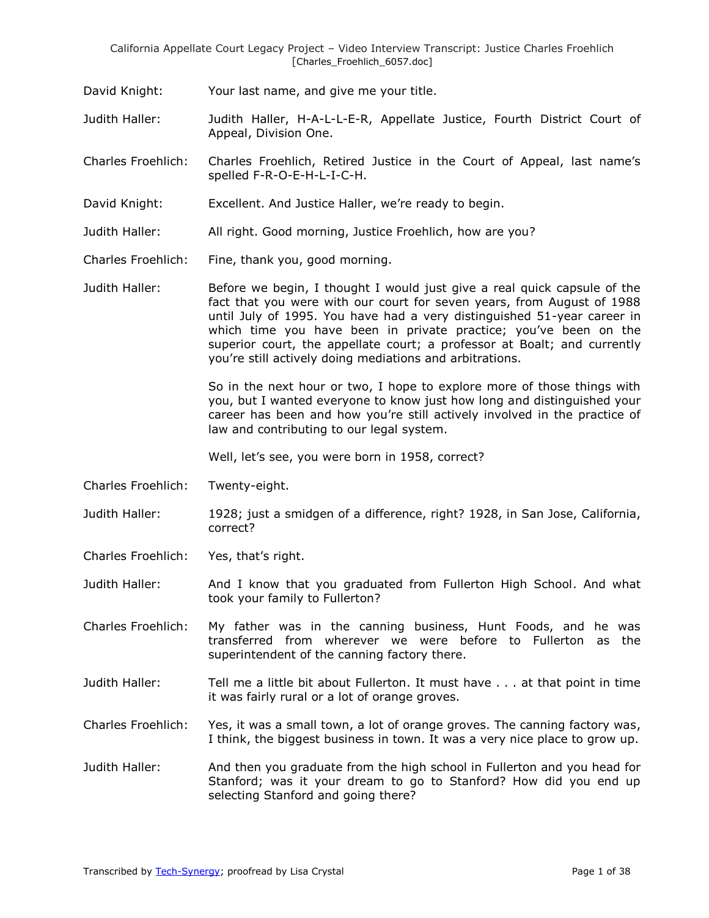David Knight: Your last name, and give me your title.

Judith Haller: Judith Haller, H-A-L-L-E-R, Appellate Justice, Fourth District Court of Appeal, Division One.

Charles Froehlich: Charles Froehlich, Retired Justice in the Court of Appeal, last name's spelled F-R-O-E-H-L-I-C-H.

David Knight: Excellent. And Justice Haller, we're ready to begin.

Judith Haller: All right. Good morning, Justice Froehlich, how are you?

Charles Froehlich: Fine, thank you, good morning.

Judith Haller: Before we begin, I thought I would just give a real quick capsule of the fact that you were with our court for seven years, from August of 1988 until July of 1995. You have had a very distinguished 51-year career in which time you have been in private practice; you've been on the superior court, the appellate court; a professor at Boalt; and currently you're still actively doing mediations and arbitrations.

So in the next hour or two, I hope to explore more of those things with you, but I wanted everyone to know just how long and distinguished your career has been and how you're still actively involved in the practice of law and contributing to our legal system.

Well, let's see, you were born in 1958, correct?

Charles Froehlich: Twenty-eight.

Judith Haller: 1928; just a smidgen of a difference, right? 1928, in San Jose, California, correct?

Charles Froehlich: Yes, that's right.

Judith Haller: And I know that you graduated from Fullerton High School. And what took your family to Fullerton?

Charles Froehlich: My father was in the canning business, Hunt Foods, and he was transferred from wherever we were before to Fullerton as the superintendent of the canning factory there.

Judith Haller: Tell me a little bit about Fullerton. It must have . . . at that point in time it was fairly rural or a lot of orange groves.

Charles Froehlich: Yes, it was a small town, a lot of orange groves. The canning factory was, I think, the biggest business in town. It was a very nice place to grow up.

Judith Haller: And then you graduate from the high school in Fullerton and you head for Stanford; was it your dream to go to Stanford? How did you end up selecting Stanford and going there?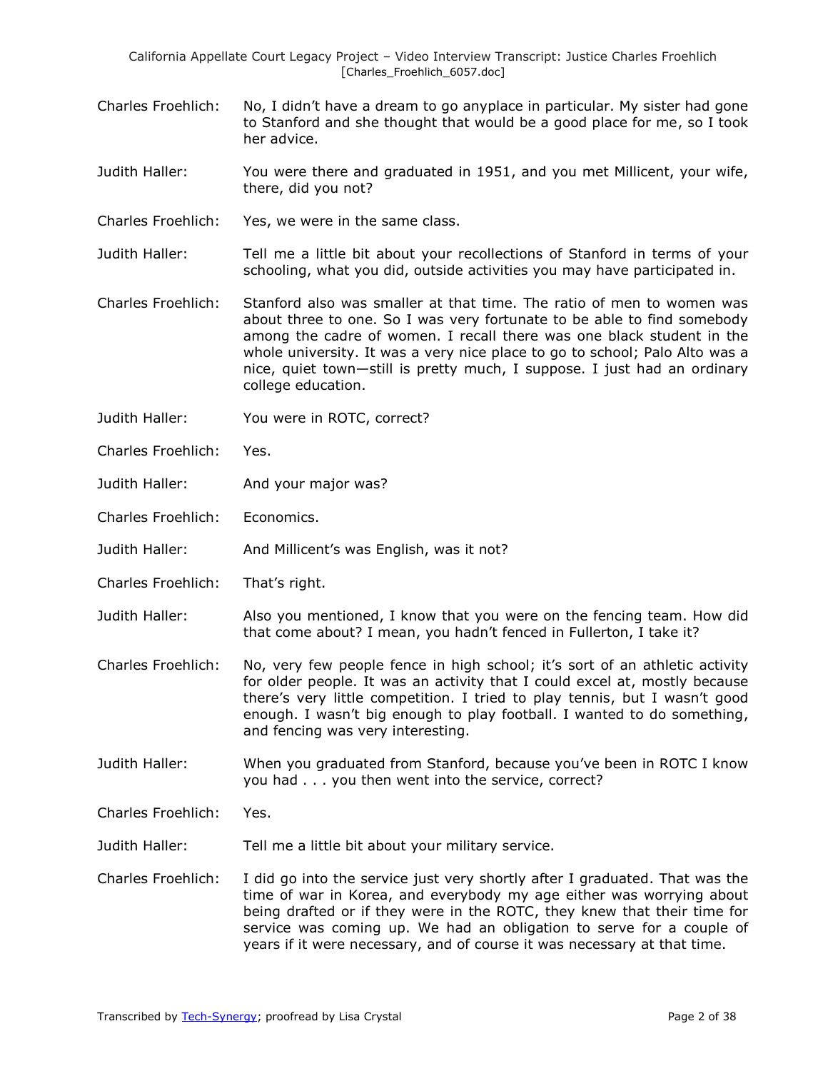Charles Froehlich: No, I didn't have a dream to go anyplace in particular. My sister had gone to Stanford and she thought that would be a good place for me, so I took her advice.

Judith Haller: You were there and graduated in 1951, and you met Millicent, your wife, there, did you not?

Charles Froehlich: Yes, we were in the same class.

Judith Haller: Tell me a little bit about your recollections of Stanford in terms of your schooling, what you did, outside activities you may have participated in.

Charles Froehlich: Stanford also was smaller at that time. The ratio of men to women was about three to one. So I was very fortunate to be able to find somebody among the cadre of women. I recall there was one black student in the whole university. It was a very nice place to go to school; Palo Alto was a nice, quiet town—still is pretty much, I suppose. I just had an ordinary college education.

Judith Haller: You were in ROTC, correct?

Charles Froehlich: Yes.

Judith Haller: And your major was?

Charles Froehlich: Economics.

Judith Haller: And Millicent's was English, was it not?

Charles Froehlich: That's right.

Judith Haller: Also you mentioned, I know that you were on the fencing team. How did that come about? I mean, you hadn't fenced in Fullerton, I take it?

Charles Froehlich: No, very few people fence in high school; it's sort of an athletic activity for older people. It was an activity that I could excel at, mostly because there's very little competition. I tried to play tennis, but I wasn't good enough. I wasn't big enough to play football. I wanted to do something, and fencing was very interesting.

Judith Haller: When you graduated from Stanford, because you've been in ROTC I know you had . . . you then went into the service, correct?

Charles Froehlich: Yes.

Judith Haller: Tell me a little bit about your military service.

Charles Froehlich: I did go into the service just very shortly after I graduated. That was the time of war in Korea, and everybody my age either was worrying about being drafted or if they were in the ROTC, they knew that their time for service was coming up. We had an obligation to serve for a couple of years if it were necessary, and of course it was necessary at that time.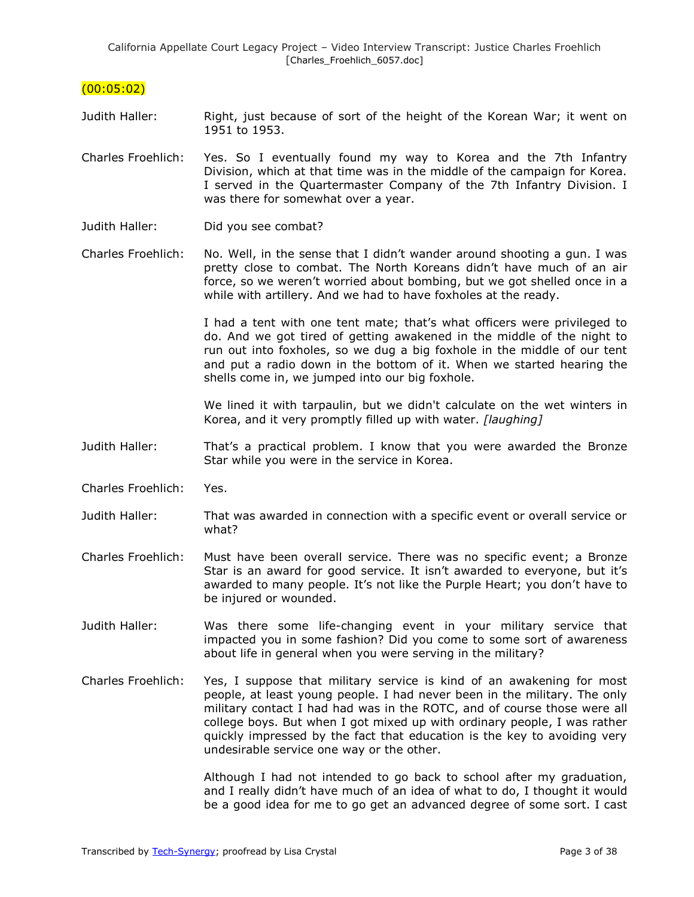(00:05:02)

Judith Haller: Right, just because of sort of the height of the Korean War; it went on 1951 to 1953.

Charles Froehlich: Yes. So I eventually found my way to Korea and the 7th Infantry Division, which at that time was in the middle of the campaign for Korea. I served in the Quartermaster Company of the 7th Infantry Division. I was there for somewhat over a year.

Judith Haller: Did you see combat?

Charles Froehlich: No. Well, in the sense that I didn't wander around shooting a gun. I was pretty close to combat. The North Koreans didn't have much of an air force, so we weren't worried about bombing, but we got shelled once in a while with artillery. And we had to have foxholes at the ready.

I had a tent with one tent mate; that's what officers were privileged to do. And we got tired of getting awakened in the middle of the night to run out into foxholes, so we dug a big foxhole in the middle of our tent and put a radio down in the bottom of it. When we started hearing the shells come in, we jumped into our big foxhole.

We lined it with tarpaulin, but we didn't calculate on the wet winters in Korea, and it very promptly filled up with water. *[laughing]*

Judith Haller: That's a practical problem. I know that you were awarded the Bronze Star while you were in the service in Korea.

Charles Froehlich: Yes.

Judith Haller: That was awarded in connection with a specific event or overall service or what?

Charles Froehlich: Must have been overall service. There was no specific event; a Bronze Star is an award for good service. It isn't awarded to everyone, but it's awarded to many people. It's not like the Purple Heart; you don't have to be injured or wounded.

Judith Haller: Was there some life-changing event in your military service that impacted you in some fashion? Did you come to some sort of awareness about life in general when you were serving in the military?

Charles Froehlich: Yes, I suppose that military service is kind of an awakening for most people, at least young people. I had never been in the military. The only military contact I had had was in the ROTC, and of course those were all college boys. But when I got mixed up with ordinary people, I was rather quickly impressed by the fact that education is the key to avoiding very undesirable service one way or the other.

Although I had not intended to go back to school after my graduation, and I really didn't have much of an idea of what to do, I thought it would be a good idea for me to go get an advanced degree of some sort. I cast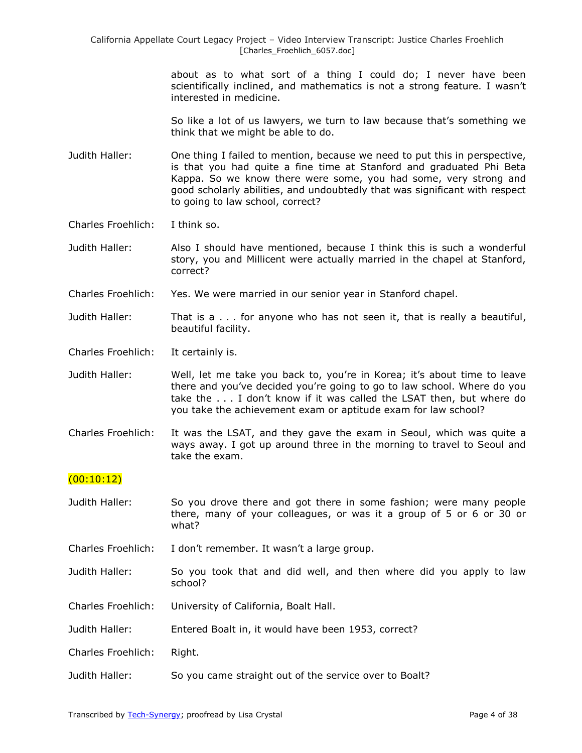about as to what sort of a thing I could do; I never have been scientifically inclined, and mathematics is not a strong feature. I wasn't interested in medicine.

So like a lot of us lawyers, we turn to law because that's something we think that we might be able to do.

**Judith Haller:** One thing I failed to mention, because we need to put this in perspective, is that you had quite a fine time at Stanford and graduated Phi Beta Kappa. So we know there were some, you had some, very strong and good scholarly abilities, and undoubtedly that was significant with respect to going to law school, correct?

**Charles Froehlich:** I think so.

**Judith Haller:** Also I should have mentioned, because I think this is such a wonderful story, you and Millicent were actually married in the chapel at Stanford, correct?

**Charles Froehlich:** Yes. We were married in our senior year in Stanford chapel.

**Judith Haller:** That is a . . . for anyone who has not seen it, that is really a beautiful, beautiful facility.

**Charles Froehlich:** It certainly is.

**Judith Haller:** Well, let me take you back to, you're in Korea; it's about time to leave there and you've decided you're going to go to law school. Where do you take the . . . I don't know if it was called the LSAT then, but where do you take the achievement exam or aptitude exam for law school?

**Charles Froehlich:** It was the LSAT, and they gave the exam in Seoul, which was quite a ways away. I got up around three in the morning to travel to Seoul and take the exam.

(00:10:12)

**Judith Haller:** So you drove there and got there in some fashion; were many people there, many of your colleagues, or was it a group of 5 or 6 or 30 or what?

**Charles Froehlich:** I don't remember. It wasn't a large group.

**Judith Haller:** So you took that and did well, and then where did you apply to law school?

**Charles Froehlich:** University of California, Boalt Hall.

**Judith Haller:** Entered Boalt in, it would have been 1953, correct?

**Charles Froehlich:** Right.

**Judith Haller:** So you came straight out of the service over to Boalt?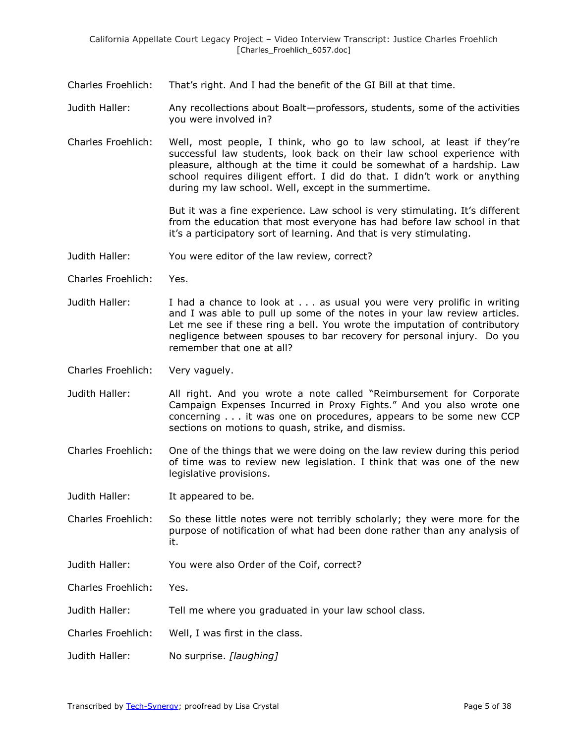Charles Froehlich: That's right. And I had the benefit of the GI Bill at that time.

Judith Haller: Any recollections about Boalt—professors, students, some of the activities you were involved in?

Charles Froehlich: Well, most people, I think, who go to law school, at least if they're successful law students, look back on their law school experience with pleasure, although at the time it could be somewhat of a hardship. Law school requires diligent effort. I did do that. I didn't work or anything during my law school. Well, except in the summertime.

But it was a fine experience. Law school is very stimulating. It's different from the education that most everyone has had before law school in that it's a participatory sort of learning. And that is very stimulating.

Judith Haller: You were editor of the law review, correct?

Charles Froehlich: Yes.

Judith Haller: I had a chance to look at . . . as usual you were very prolific in writing and I was able to pull up some of the notes in your law review articles. Let me see if these ring a bell. You wrote the imputation of contributory negligence between spouses to bar recovery for personal injury. Do you remember that one at all?

Charles Froehlich: Very vaguely.

Judith Haller: All right. And you wrote a note called "Reimbursement for Corporate Campaign Expenses Incurred in Proxy Fights." And you also wrote one concerning . . . it was one on procedures, appears to be some new CCP sections on motions to quash, strike, and dismiss.

Charles Froehlich: One of the things that we were doing on the law review during this period of time was to review new legislation. I think that was one of the new legislative provisions.

Judith Haller: It appeared to be.

Charles Froehlich: So these little notes were not terribly scholarly; they were more for the purpose of notification of what had been done rather than any analysis of it.

Judith Haller: You were also Order of the Coif, correct?

Charles Froehlich: Yes.

Judith Haller: Tell me where you graduated in your law school class.

Charles Froehlich: Well, I was first in the class.

Judith Haller: No surprise. *[laughing]*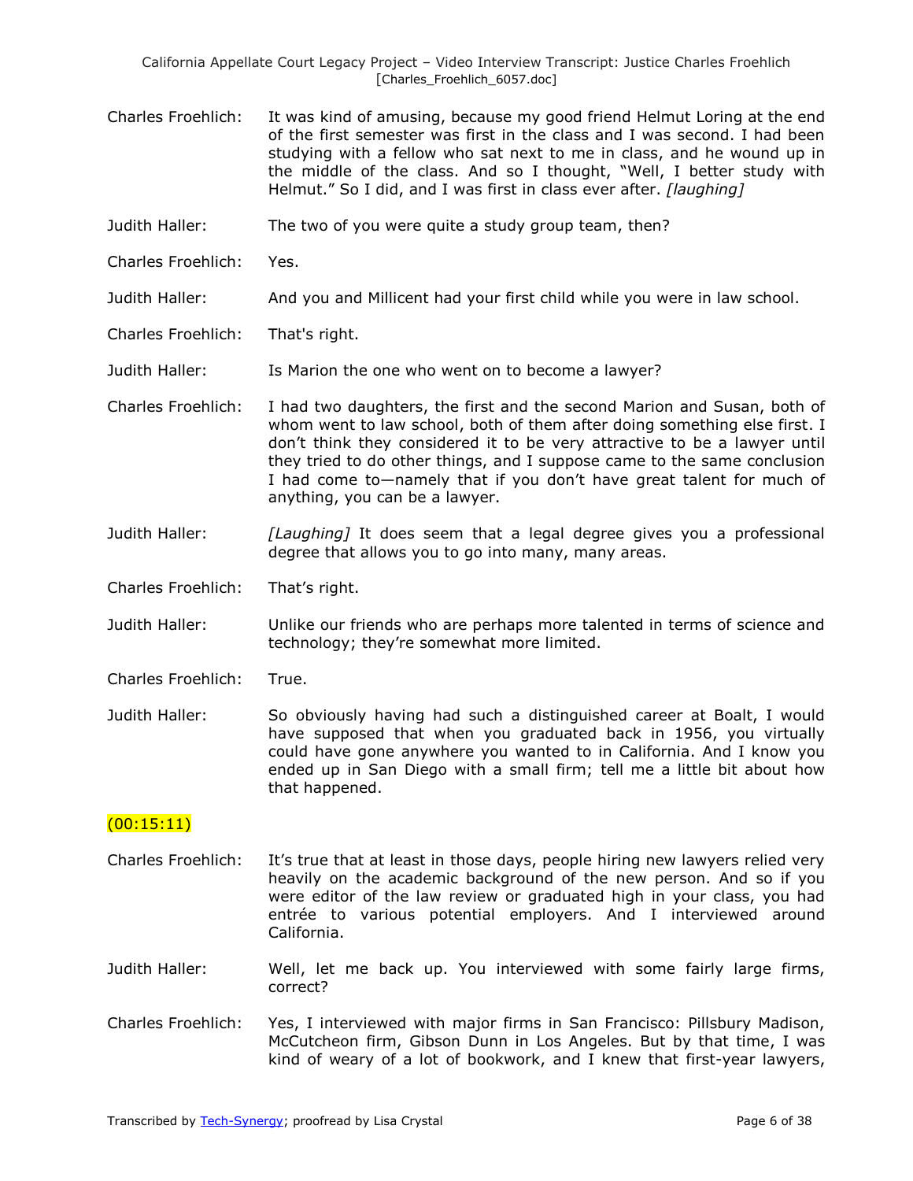Charles Froehlich: It was kind of amusing, because my good friend Helmut Loring at the end of the first semester was first in the class and I was second. I had been studying with a fellow who sat next to me in class, and he wound up in the middle of the class. And so I thought, "Well, I better study with Helmut." So I did, and I was first in class ever after. *[laughing]*

Judith Haller: The two of you were quite a study group team, then?

Charles Froehlich: Yes.

Judith Haller: And you and Millicent had your first child while you were in law school.

Charles Froehlich: That's right.

Judith Haller: Is Marion the one who went on to become a lawyer?

Charles Froehlich: I had two daughters, the first and the second Marion and Susan, both of whom went to law school, both of them after doing something else first. I don't think they considered it to be very attractive to be a lawyer until they tried to do other things, and I suppose came to the same conclusion I had come to—namely that if you don't have great talent for much of anything, you can be a lawyer.

Judith Haller: *[Laughing]* It does seem that a legal degree gives you a professional degree that allows you to go into many, many areas.

Charles Froehlich: That's right.

Judith Haller: Unlike our friends who are perhaps more talented in terms of science and technology; they're somewhat more limited.

Charles Froehlich: True.

Judith Haller: So obviously having had such a distinguished career at Boalt, I would have supposed that when you graduated back in 1956, you virtually could have gone anywhere you wanted to in California. And I know you ended up in San Diego with a small firm; tell me a little bit about how that happened.

(00:15:11)

Charles Froehlich: It's true that at least in those days, people hiring new lawyers relied very heavily on the academic background of the new person. And so if you were editor of the law review or graduated high in your class, you had entrée to various potential employers. And I interviewed around California.

Judith Haller: Well, let me back up. You interviewed with some fairly large firms, correct?

Charles Froehlich: Yes, I interviewed with major firms in San Francisco: Pillsbury Madison, McCutcheon firm, Gibson Dunn in Los Angeles. But by that time, I was kind of weary of a lot of bookwork, and I knew that first-year lawyers,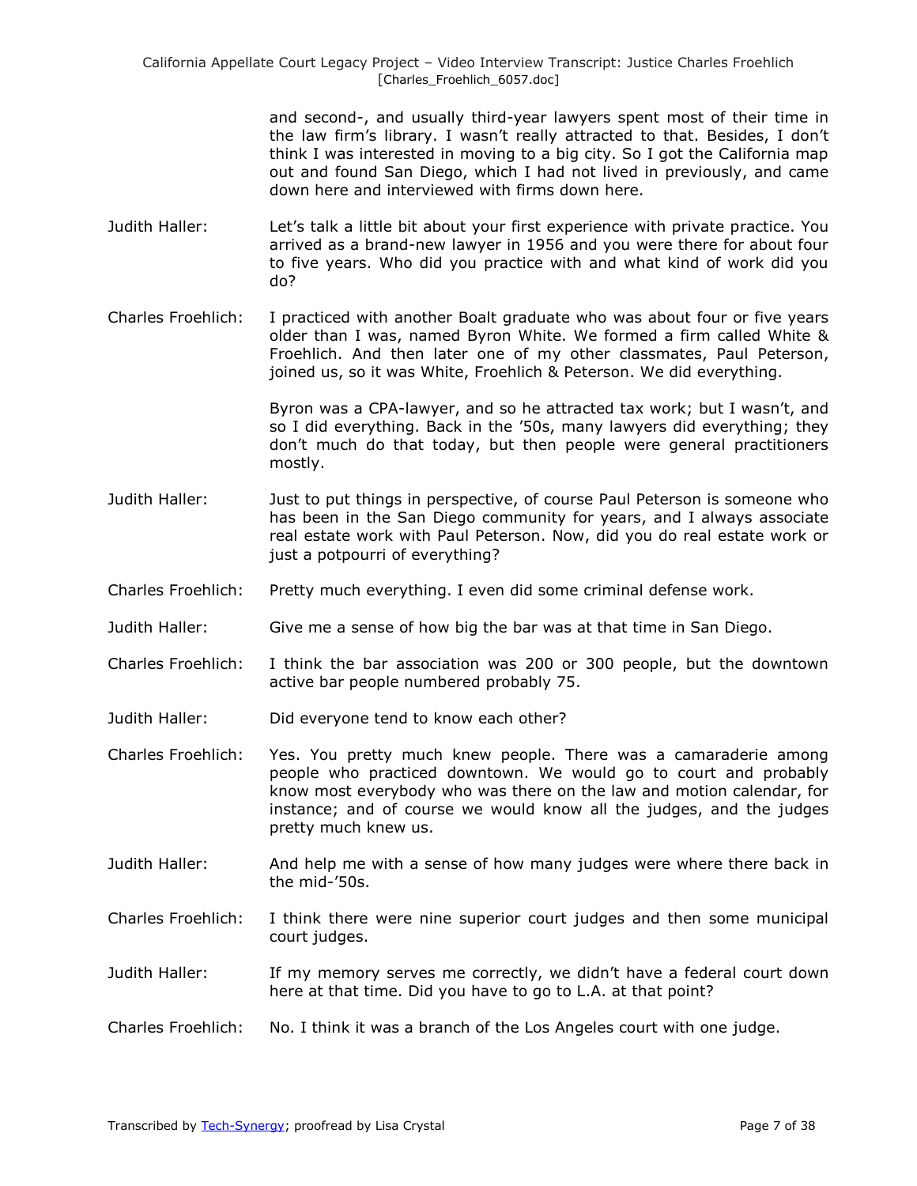and second-, and usually third-year lawyers spent most of their time in the law firm's library. I wasn't really attracted to that. Besides, I don't think I was interested in moving to a big city. So I got the California map out and found San Diego, which I had not lived in previously, and came down here and interviewed with firms down here.

Judith Haller: Let's talk a little bit about your first experience with private practice. You arrived as a brand-new lawyer in 1956 and you were there for about four to five years. Who did you practice with and what kind of work did you do?

Charles Froehlich: I practiced with another Boalt graduate who was about four or five years older than I was, named Byron White. We formed a firm called White & Froehlich. And then later one of my other classmates, Paul Peterson, joined us, so it was White, Froehlich & Peterson. We did everything.

Byron was a CPA-lawyer, and so he attracted tax work; but I wasn't, and so I did everything. Back in the '50s, many lawyers did everything; they don't much do that today, but then people were general practitioners mostly.

Judith Haller: Just to put things in perspective, of course Paul Peterson is someone who has been in the San Diego community for years, and I always associate real estate work with Paul Peterson. Now, did you do real estate work or just a potpourri of everything?

Charles Froehlich: Pretty much everything. I even did some criminal defense work.

Judith Haller: Give me a sense of how big the bar was at that time in San Diego.

Charles Froehlich: I think the bar association was 200 or 300 people, but the downtown active bar people numbered probably 75.

Judith Haller: Did everyone tend to know each other?

Charles Froehlich: Yes. You pretty much knew people. There was a camaraderie among people who practiced downtown. We would go to court and probably know most everybody who was there on the law and motion calendar, for instance; and of course we would know all the judges, and the judges pretty much knew us.

Judith Haller: And help me with a sense of how many judges were where there back in the mid-'50s.

Charles Froehlich: I think there were nine superior court judges and then some municipal court judges.

Judith Haller: If my memory serves me correctly, we didn't have a federal court down here at that time. Did you have to go to L.A. at that point?

Charles Froehlich: No. I think it was a branch of the Los Angeles court with one judge.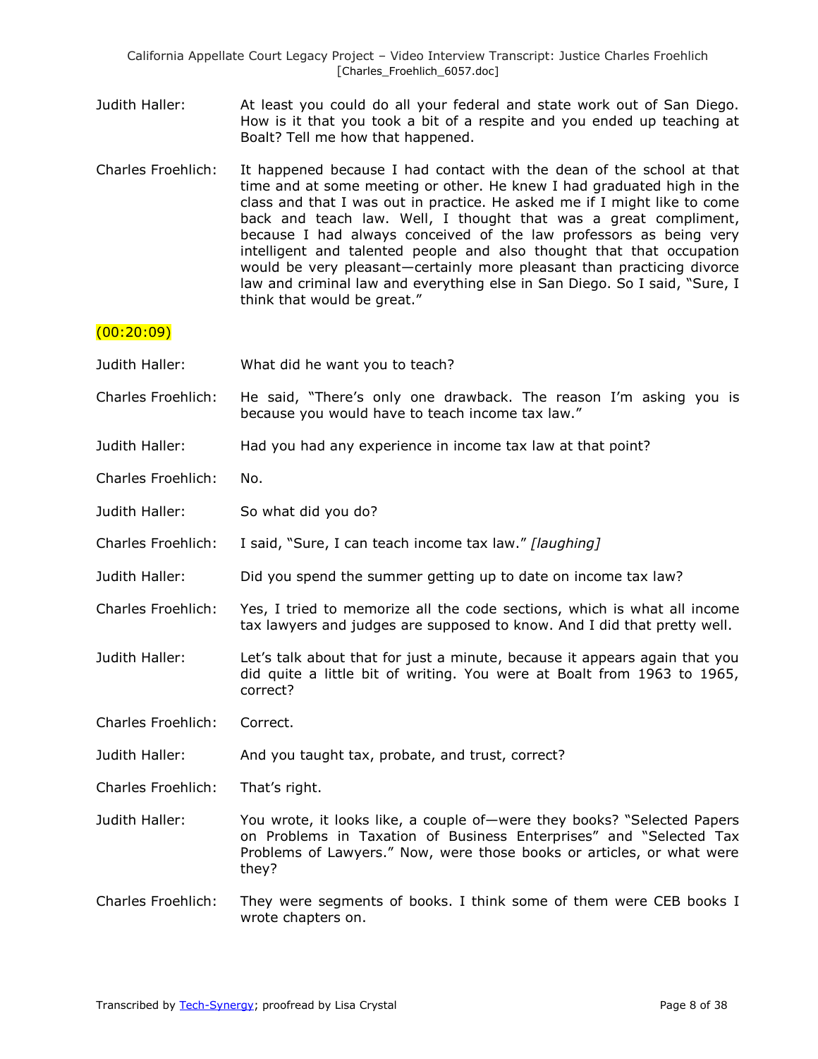Judith Haller: At least you could do all your federal and state work out of San Diego. How is it that you took a bit of a respite and you ended up teaching at Boalt? Tell me how that happened.

Charles Froehlich: It happened because I had contact with the dean of the school at that time and at some meeting or other. He knew I had graduated high in the class and that I was out in practice. He asked me if I might like to come back and teach law. Well, I thought that was a great compliment, because I had always conceived of the law professors as being very intelligent and talented people and also thought that that occupation would be very pleasant—certainly more pleasant than practicing divorce law and criminal law and everything else in San Diego. So I said, "Sure, I think that would be great."

(00:20:09)

Judith Haller: What did he want you to teach?

Charles Froehlich: He said, "There's only one drawback. The reason I'm asking you is because you would have to teach income tax law."

Judith Haller: Had you had any experience in income tax law at that point?

Charles Froehlich: No.

Judith Haller: So what did you do?

Charles Froehlich: I said, "Sure, I can teach income tax law." *[laughing]*

Judith Haller: Did you spend the summer getting up to date on income tax law?

Charles Froehlich: Yes, I tried to memorize all the code sections, which is what all income tax lawyers and judges are supposed to know. And I did that pretty well.

Judith Haller: Let's talk about that for just a minute, because it appears again that you did quite a little bit of writing. You were at Boalt from 1963 to 1965, correct?

Charles Froehlich: Correct.

Judith Haller: And you taught tax, probate, and trust, correct?

Charles Froehlich: That's right.

Judith Haller: You wrote, it looks like, a couple of—were they books? "Selected Papers on Problems in Taxation of Business Enterprises" and "Selected Tax Problems of Lawyers." Now, were those books or articles, or what were they?

Charles Froehlich: They were segments of books. I think some of them were CEB books I wrote chapters on.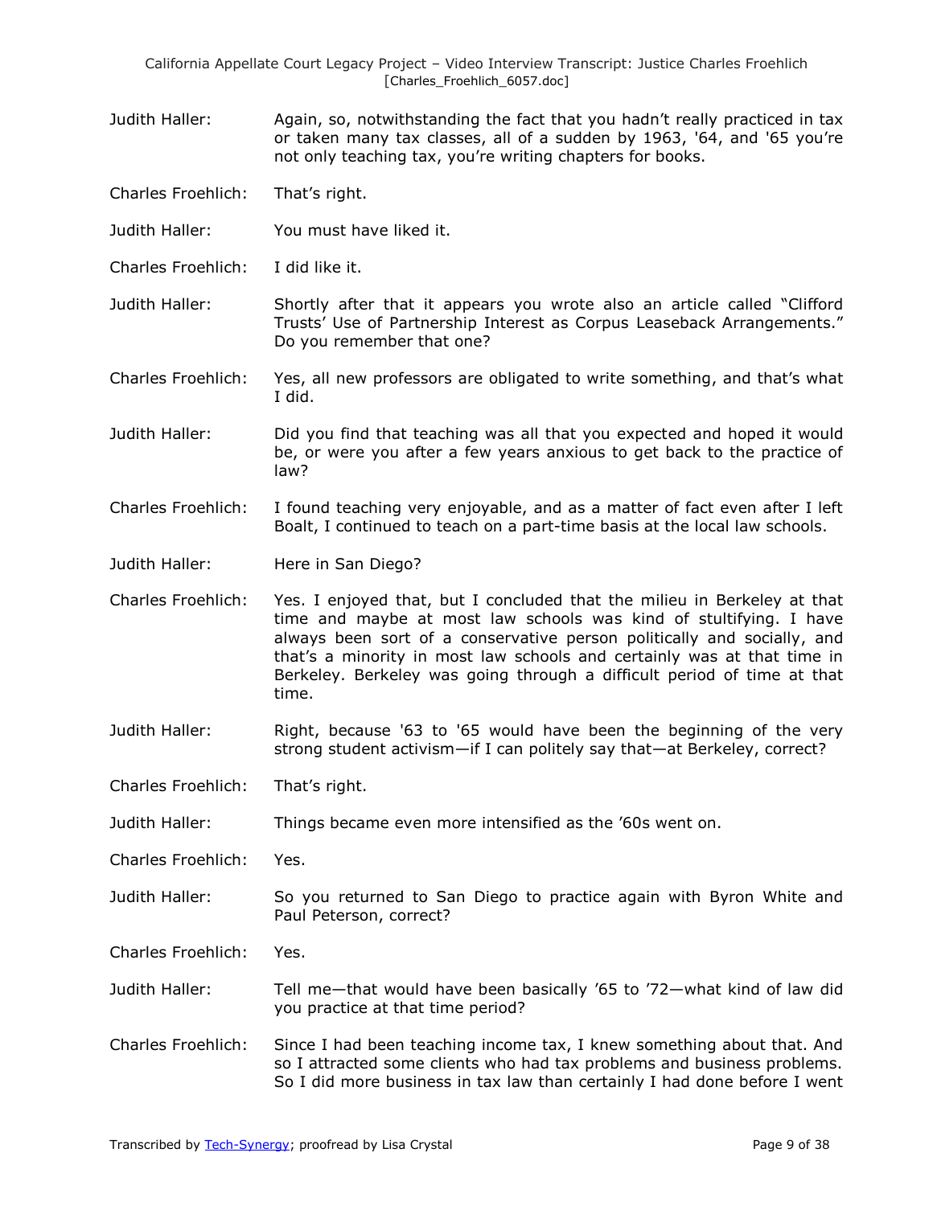Judith Haller: Again, so, notwithstanding the fact that you hadn't really practiced in tax or taken many tax classes, all of a sudden by 1963, '64, and '65 you're not only teaching tax, you're writing chapters for books.

Charles Froehlich: That's right.

Judith Haller: You must have liked it.

Charles Froehlich: I did like it.

Judith Haller: Shortly after that it appears you wrote also an article called "Clifford Trusts' Use of Partnership Interest as Corpus Leaseback Arrangements." Do you remember that one?

Charles Froehlich: Yes, all new professors are obligated to write something, and that's what I did.

Judith Haller: Did you find that teaching was all that you expected and hoped it would be, or were you after a few years anxious to get back to the practice of law?

Charles Froehlich: I found teaching very enjoyable, and as a matter of fact even after I left Boalt, I continued to teach on a part-time basis at the local law schools.

Judith Haller: Here in San Diego?

Charles Froehlich: Yes. I enjoyed that, but I concluded that the milieu in Berkeley at that time and maybe at most law schools was kind of stultifying. I have always been sort of a conservative person politically and socially, and that's a minority in most law schools and certainly was at that time in Berkeley. Berkeley was going through a difficult period of time at that time.

Judith Haller: Right, because '63 to '65 would have been the beginning of the very strong student activism—if I can politely say that—at Berkeley, correct?

Charles Froehlich: That's right.

Judith Haller: Things became even more intensified as the '60s went on.

Charles Froehlich: Yes.

Judith Haller: So you returned to San Diego to practice again with Byron White and Paul Peterson, correct?

Charles Froehlich: Yes.

Judith Haller: Tell me—that would have been basically '65 to '72—what kind of law did you practice at that time period?

Charles Froehlich: Since I had been teaching income tax, I knew something about that. And so I attracted some clients who had tax problems and business problems. So I did more business in tax law than certainly I had done before I went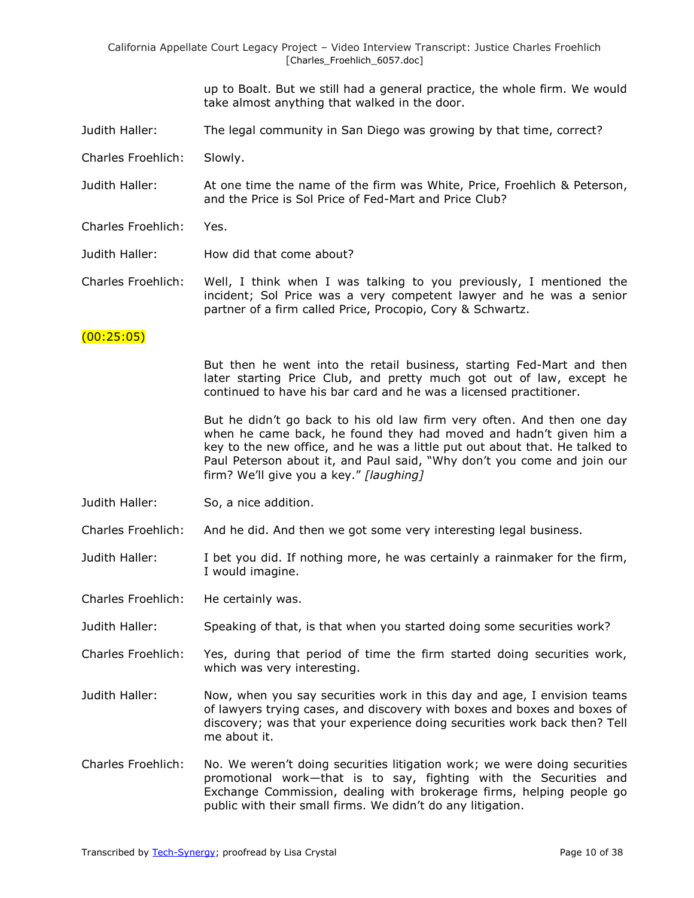up to Boalt. But we still had a general practice, the whole firm. We would take almost anything that walked in the door.

Judith Haller: The legal community in San Diego was growing by that time, correct?

Charles Froehlich: Slowly.

Judith Haller: At one time the name of the firm was White, Price, Froehlich & Peterson, and the Price is Sol Price of Fed-Mart and Price Club?

Charles Froehlich: Yes.

Judith Haller: How did that come about?

Charles Froehlich: Well, I think when I was talking to you previously, I mentioned the incident; Sol Price was a very competent lawyer and he was a senior partner of a firm called Price, Procopio, Cory & Schwartz.

(00:25:05)

But then he went into the retail business, starting Fed-Mart and then later starting Price Club, and pretty much got out of law, except he continued to have his bar card and he was a licensed practitioner.

But he didn't go back to his old law firm very often. And then one day when he came back, he found they had moved and hadn't given him a key to the new office, and he was a little put out about that. He talked to Paul Peterson about it, and Paul said, "Why don't you come and join our firm? We'll give you a key." *[laughing]*

Judith Haller: So, a nice addition.

Charles Froehlich: And he did. And then we got some very interesting legal business.

Judith Haller: I bet you did. If nothing more, he was certainly a rainmaker for the firm, I would imagine.

Charles Froehlich: He certainly was.

Judith Haller: Speaking of that, is that when you started doing some securities work?

Charles Froehlich: Yes, during that period of time the firm started doing securities work, which was very interesting.

Judith Haller: Now, when you say securities work in this day and age, I envision teams of lawyers trying cases, and discovery with boxes and boxes and boxes of discovery; was that your experience doing securities work back then? Tell me about it.

Charles Froehlich: No. We weren't doing securities litigation work; we were doing securities promotional work—that is to say, fighting with the Securities and Exchange Commission, dealing with brokerage firms, helping people go public with their small firms. We didn't do any litigation.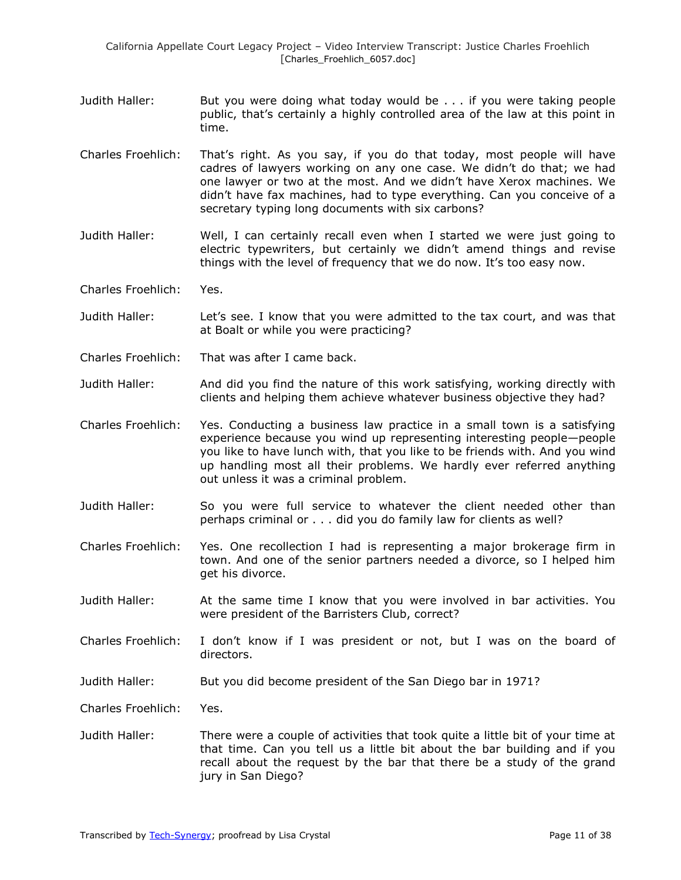Judith Haller: But you were doing what today would be . . . if you were taking people public, that's certainly a highly controlled area of the law at this point in time.

Charles Froehlich: That's right. As you say, if you do that today, most people will have cadres of lawyers working on any one case. We didn't do that; we had one lawyer or two at the most. And we didn't have Xerox machines. We didn't have fax machines, had to type everything. Can you conceive of a secretary typing long documents with six carbons?

Judith Haller: Well, I can certainly recall even when I started we were just going to electric typewriters, but certainly we didn't amend things and revise things with the level of frequency that we do now. It's too easy now.

Charles Froehlich: Yes.

Judith Haller: Let's see. I know that you were admitted to the tax court, and was that at Boalt or while you were practicing?

Charles Froehlich: That was after I came back.

Judith Haller: And did you find the nature of this work satisfying, working directly with clients and helping them achieve whatever business objective they had?

Charles Froehlich: Yes. Conducting a business law practice in a small town is a satisfying experience because you wind up representing interesting people—people you like to have lunch with, that you like to be friends with. And you wind up handling most all their problems. We hardly ever referred anything out unless it was a criminal problem.

Judith Haller: So you were full service to whatever the client needed other than perhaps criminal or . . . did you do family law for clients as well?

Charles Froehlich: Yes. One recollection I had is representing a major brokerage firm in town. And one of the senior partners needed a divorce, so I helped him get his divorce.

Judith Haller: At the same time I know that you were involved in bar activities. You were president of the Barristers Club, correct?

Charles Froehlich: I don't know if I was president or not, but I was on the board of directors.

Judith Haller: But you did become president of the San Diego bar in 1971?

Charles Froehlich: Yes.

Judith Haller: There were a couple of activities that took quite a little bit of your time at that time. Can you tell us a little bit about the bar building and if you recall about the request by the bar that there be a study of the grand jury in San Diego?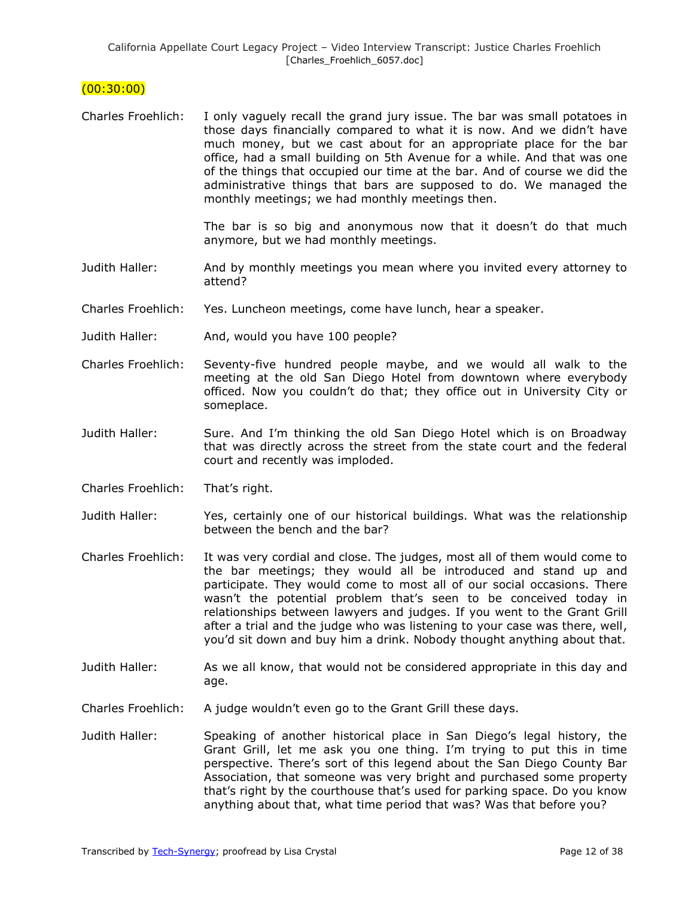(00:30:00)

**Charles Froehlich:** I only vaguely recall the grand jury issue. The bar was small potatoes in those days financially compared to what it is now. And we didn't have much money, but we cast about for an appropriate place for the bar office, had a small building on 5th Avenue for a while. And that was one of the things that occupied our time at the bar. And of course we did the administrative things that bars are supposed to do. We managed the monthly meetings; we had monthly meetings then.

The bar is so big and anonymous now that it doesn't do that much anymore, but we had monthly meetings.

**Judith Haller:** And by monthly meetings you mean where you invited every attorney to attend?

**Charles Froehlich:** Yes. Luncheon meetings, come have lunch, hear a speaker.

**Judith Haller:** And, would you have 100 people?

**Charles Froehlich:** Seventy-five hundred people maybe, and we would all walk to the meeting at the old San Diego Hotel from downtown where everybody officed. Now you couldn't do that; they office out in University City or someplace.

**Judith Haller:** Sure. And I'm thinking the old San Diego Hotel which is on Broadway that was directly across the street from the state court and the federal court and recently was imploded.

**Charles Froehlich:** That's right.

**Judith Haller:** Yes, certainly one of our historical buildings. What was the relationship between the bench and the bar?

**Charles Froehlich:** It was very cordial and close. The judges, most all of them would come to the bar meetings; they would all be introduced and stand up and participate. They would come to most all of our social occasions. There wasn't the potential problem that's seen to be conceived today in relationships between lawyers and judges. If you went to the Grant Grill after a trial and the judge who was listening to your case was there, well, you'd sit down and buy him a drink. Nobody thought anything about that.

**Judith Haller:** As we all know, that would not be considered appropriate in this day and age.

**Charles Froehlich:** A judge wouldn't even go to the Grant Grill these days.

**Judith Haller:** Speaking of another historical place in San Diego's legal history, the Grant Grill, let me ask you one thing. I'm trying to put this in time perspective. There's sort of this legend about the San Diego County Bar Association, that someone was very bright and purchased some property that's right by the courthouse that's used for parking space. Do you know anything about that, what time period that was? Was that before you?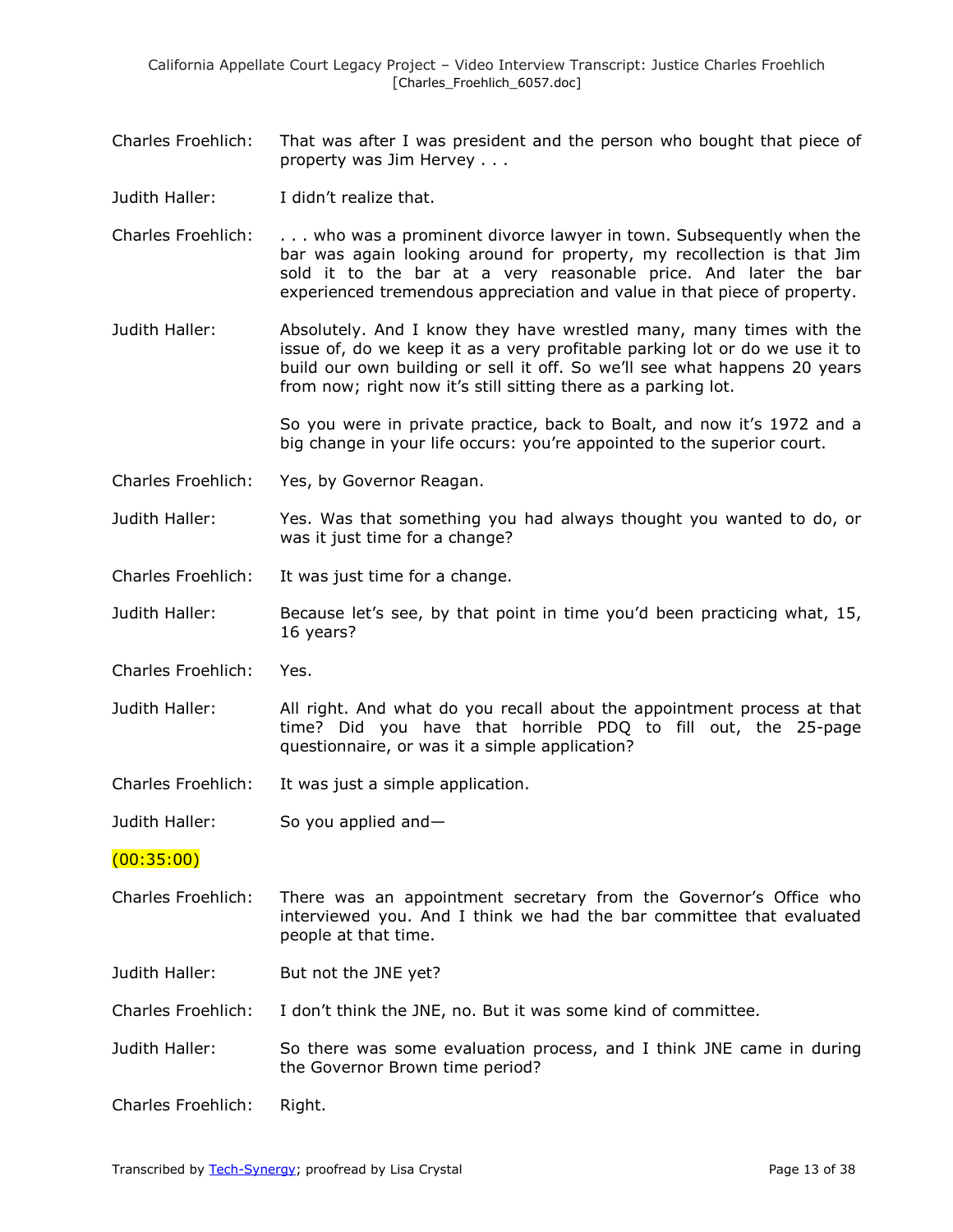Charles Froehlich: That was after I was president and the person who bought that piece of property was Jim Hervey . . .

Judith Haller: I didn't realize that.

Charles Froehlich: . . . who was a prominent divorce lawyer in town. Subsequently when the bar was again looking around for property, my recollection is that Jim sold it to the bar at a very reasonable price. And later the bar experienced tremendous appreciation and value in that piece of property.

Judith Haller: Absolutely. And I know they have wrestled many, many times with the issue of, do we keep it as a very profitable parking lot or do we use it to build our own building or sell it off. So we'll see what happens 20 years from now; right now it's still sitting there as a parking lot.

So you were in private practice, back to Boalt, and now it's 1972 and a big change in your life occurs: you're appointed to the superior court.

Charles Froehlich: Yes, by Governor Reagan.

Judith Haller: Yes. Was that something you had always thought you wanted to do, or was it just time for a change?

Charles Froehlich: It was just time for a change.

Judith Haller: Because let's see, by that point in time you'd been practicing what, 15, 16 years?

Charles Froehlich: Yes.

Judith Haller: All right. And what do you recall about the appointment process at that time? Did you have that horrible PDQ to fill out, the 25-page questionnaire, or was it a simple application?

Charles Froehlich: It was just a simple application.

Judith Haller: So you applied and—

(00:35:00)

Charles Froehlich: There was an appointment secretary from the Governor's Office who interviewed you. And I think we had the bar committee that evaluated people at that time.

Judith Haller: But not the JNE yet?

Charles Froehlich: I don't think the JNE, no. But it was some kind of committee.

Judith Haller: So there was some evaluation process, and I think JNE came in during the Governor Brown time period?

Charles Froehlich: Right.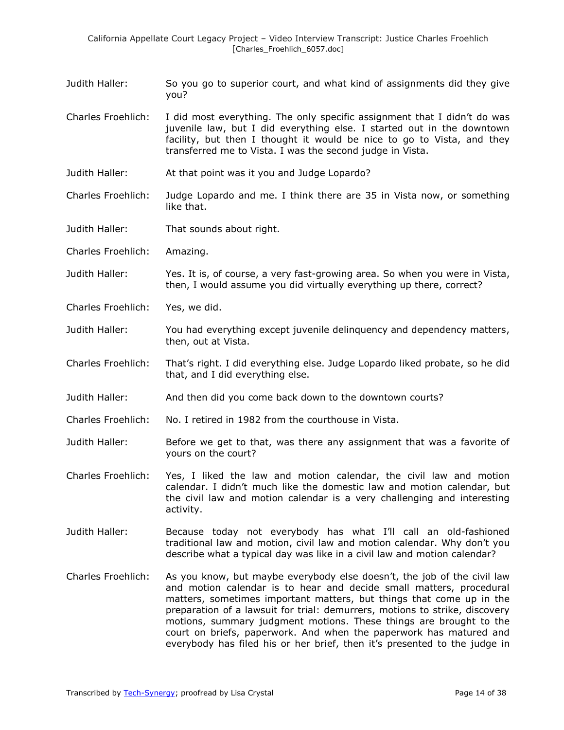Judith Haller: So you go to superior court, and what kind of assignments did they give you?

Charles Froehlich: I did most everything. The only specific assignment that I didn't do was juvenile law, but I did everything else. I started out in the downtown facility, but then I thought it would be nice to go to Vista, and they transferred me to Vista. I was the second judge in Vista.

Judith Haller: At that point was it you and Judge Lopardo?

Charles Froehlich: Judge Lopardo and me. I think there are 35 in Vista now, or something like that.

Judith Haller: That sounds about right.

Charles Froehlich: Amazing.

Judith Haller: Yes. It is, of course, a very fast-growing area. So when you were in Vista, then, I would assume you did virtually everything up there, correct?

Charles Froehlich: Yes, we did.

Judith Haller: You had everything except juvenile delinquency and dependency matters, then, out at Vista.

Charles Froehlich: That's right. I did everything else. Judge Lopardo liked probate, so he did that, and I did everything else.

Judith Haller: And then did you come back down to the downtown courts?

Charles Froehlich: No. I retired in 1982 from the courthouse in Vista.

Judith Haller: Before we get to that, was there any assignment that was a favorite of yours on the court?

Charles Froehlich: Yes, I liked the law and motion calendar, the civil law and motion calendar. I didn't much like the domestic law and motion calendar, but the civil law and motion calendar is a very challenging and interesting activity.

Judith Haller: Because today not everybody has what I'll call an old-fashioned traditional law and motion, civil law and motion calendar. Why don't you describe what a typical day was like in a civil law and motion calendar?

Charles Froehlich: As you know, but maybe everybody else doesn't, the job of the civil law and motion calendar is to hear and decide small matters, procedural matters, sometimes important matters, but things that come up in the preparation of a lawsuit for trial: demurrers, motions to strike, discovery motions, summary judgment motions. These things are brought to the court on briefs, paperwork. And when the paperwork has matured and everybody has filed his or her brief, then it's presented to the judge in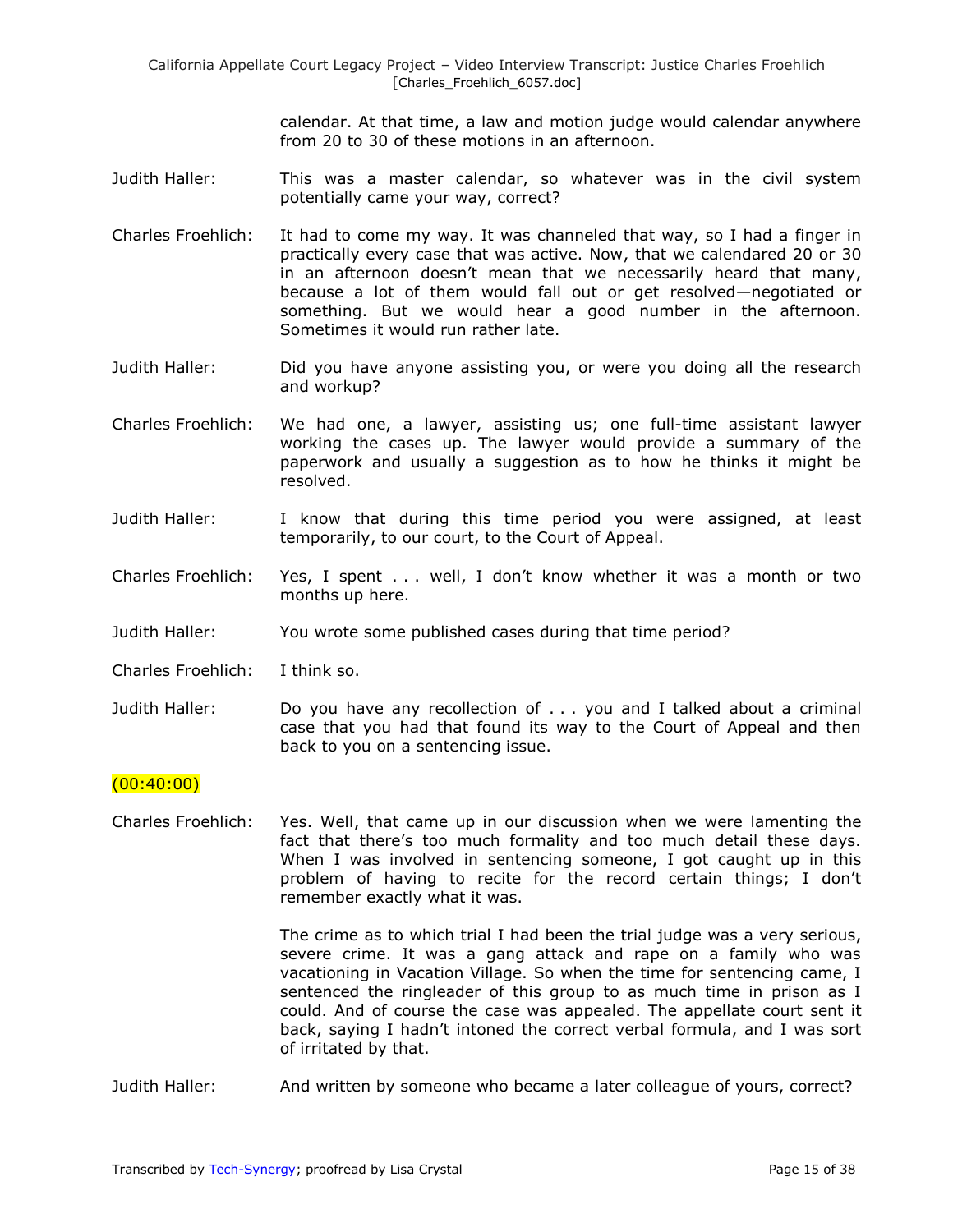calendar. At that time, a law and motion judge would calendar anywhere from 20 to 30 of these motions in an afternoon.

Judith Haller: This was a master calendar, so whatever was in the civil system potentially came your way, correct?

Charles Froehlich: It had to come my way. It was channeled that way, so I had a finger in practically every case that was active. Now, that we calendared 20 or 30 in an afternoon doesn't mean that we necessarily heard that many, because a lot of them would fall out or get resolved—negotiated or something. But we would hear a good number in the afternoon. Sometimes it would run rather late.

Judith Haller: Did you have anyone assisting you, or were you doing all the research and workup?

Charles Froehlich: We had one, a lawyer, assisting us; one full-time assistant lawyer working the cases up. The lawyer would provide a summary of the paperwork and usually a suggestion as to how he thinks it might be resolved.

Judith Haller: I know that during this time period you were assigned, at least temporarily, to our court, to the Court of Appeal.

Charles Froehlich: Yes, I spent . . . well, I don't know whether it was a month or two months up here.

Judith Haller: You wrote some published cases during that time period?

Charles Froehlich: I think so.

Judith Haller: Do you have any recollection of . . . you and I talked about a criminal case that you had that found its way to the Court of Appeal and then back to you on a sentencing issue.

(00:40:00)

Charles Froehlich: Yes. Well, that came up in our discussion when we were lamenting the fact that there's too much formality and too much detail these days. When I was involved in sentencing someone, I got caught up in this problem of having to recite for the record certain things; I don't remember exactly what it was.

The crime as to which trial I had been the trial judge was a very serious, severe crime. It was a gang attack and rape on a family who was vacationing in Vacation Village. So when the time for sentencing came, I sentenced the ringleader of this group to as much time in prison as I could. And of course the case was appealed. The appellate court sent it back, saying I hadn't intoned the correct verbal formula, and I was sort of irritated by that.

Judith Haller: And written by someone who became a later colleague of yours, correct?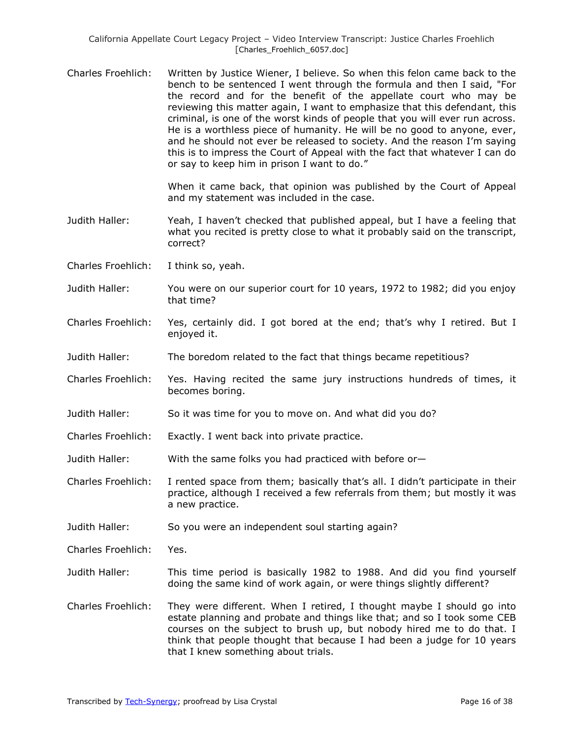Charles Froehlich: Written by Justice Wiener, I believe. So when this felon came back to the bench to be sentenced I went through the formula and then I said, "For the record and for the benefit of the appellate court who may be reviewing this matter again, I want to emphasize that this defendant, this criminal, is one of the worst kinds of people that you will ever run across. He is a worthless piece of humanity. He will be no good to anyone, ever, and he should not ever be released to society. And the reason I'm saying this is to impress the Court of Appeal with the fact that whatever I can do or say to keep him in prison I want to do."

When it came back, that opinion was published by the Court of Appeal and my statement was included in the case.

Judith Haller: Yeah, I haven't checked that published appeal, but I have a feeling that what you recited is pretty close to what it probably said on the transcript, correct?

Charles Froehlich: I think so, yeah.

Judith Haller: You were on our superior court for 10 years, 1972 to 1982; did you enjoy that time?

Charles Froehlich: Yes, certainly did. I got bored at the end; that's why I retired. But I enjoyed it.

Judith Haller: The boredom related to the fact that things became repetitious?

Charles Froehlich: Yes. Having recited the same jury instructions hundreds of times, it becomes boring.

Judith Haller: So it was time for you to move on. And what did you do?

Charles Froehlich: Exactly. I went back into private practice.

Judith Haller: With the same folks you had practiced with before or—

Charles Froehlich: I rented space from them; basically that's all. I didn't participate in their practice, although I received a few referrals from them; but mostly it was a new practice.

Judith Haller: So you were an independent soul starting again?

Charles Froehlich: Yes.

Judith Haller: This time period is basically 1982 to 1988. And did you find yourself doing the same kind of work again, or were things slightly different?

Charles Froehlich: They were different. When I retired, I thought maybe I should go into estate planning and probate and things like that; and so I took some CEB courses on the subject to brush up, but nobody hired me to do that. I think that people thought that because I had been a judge for 10 years that I knew something about trials.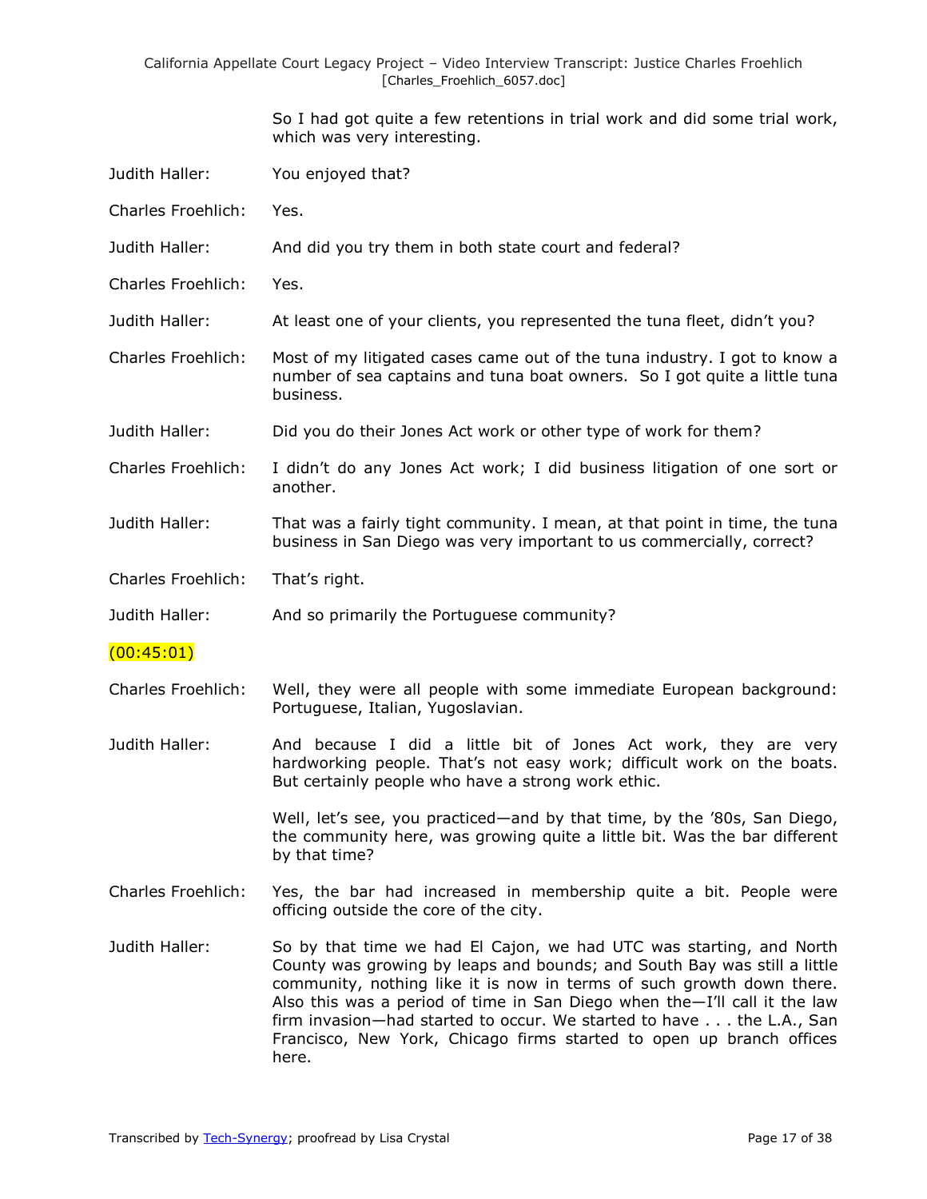So I had got quite a few retentions in trial work and did some trial work, which was very interesting.

Judith Haller: You enjoyed that?

Charles Froehlich: Yes.

Judith Haller: And did you try them in both state court and federal?

Charles Froehlich: Yes.

Judith Haller: At least one of your clients, you represented the tuna fleet, didn't you?

Charles Froehlich: Most of my litigated cases came out of the tuna industry. I got to know a number of sea captains and tuna boat owners. So I got quite a little tuna business.

Judith Haller: Did you do their Jones Act work or other type of work for them?

Charles Froehlich: I didn't do any Jones Act work; I did business litigation of one sort or another.

Judith Haller: That was a fairly tight community. I mean, at that point in time, the tuna business in San Diego was very important to us commercially, correct?

Charles Froehlich: That's right.

Judith Haller: And so primarily the Portuguese community?

(00:45:01)

Charles Froehlich: Well, they were all people with some immediate European background: Portuguese, Italian, Yugoslavian.

Judith Haller: And because I did a little bit of Jones Act work, they are very hardworking people. That's not easy work; difficult work on the boats. But certainly people who have a strong work ethic.

Well, let's see, you practiced—and by that time, by the '80s, San Diego, the community here, was growing quite a little bit. Was the bar different by that time?

Charles Froehlich: Yes, the bar had increased in membership quite a bit. People were officing outside the core of the city.

Judith Haller: So by that time we had El Cajon, we had UTC was starting, and North County was growing by leaps and bounds; and South Bay was still a little community, nothing like it is now in terms of such growth down there. Also this was a period of time in San Diego when the—I'll call it the law firm invasion—had started to occur. We started to have . . . the L.A., San Francisco, New York, Chicago firms started to open up branch offices here.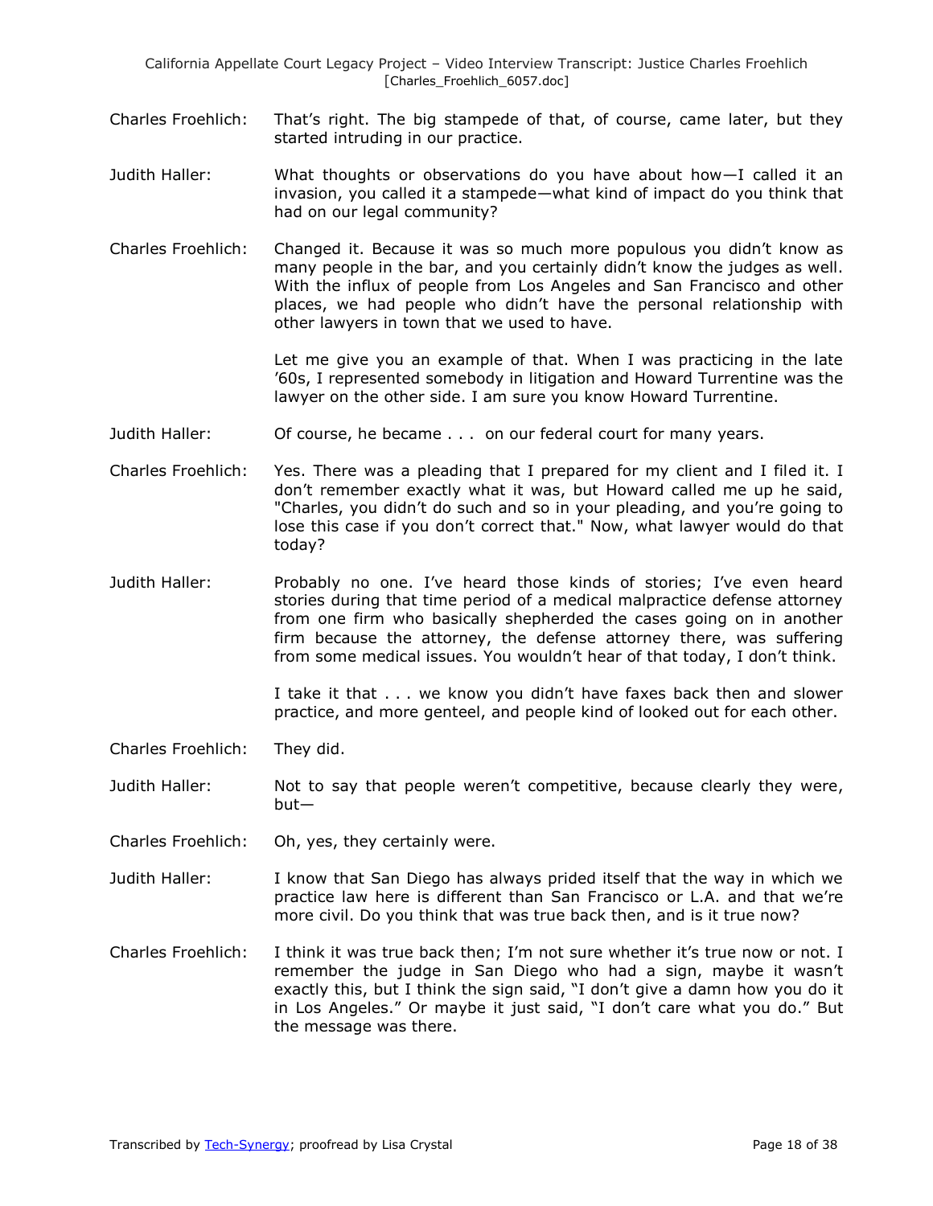Charles Froehlich: That's right. The big stampede of that, of course, came later, but they started intruding in our practice.

Judith Haller: What thoughts or observations do you have about how—I called it an invasion, you called it a stampede—what kind of impact do you think that had on our legal community?

Charles Froehlich: Changed it. Because it was so much more populous you didn't know as many people in the bar, and you certainly didn't know the judges as well. With the influx of people from Los Angeles and San Francisco and other places, we had people who didn't have the personal relationship with other lawyers in town that we used to have.

Let me give you an example of that. When I was practicing in the late '60s, I represented somebody in litigation and Howard Turrentine was the lawyer on the other side. I am sure you know Howard Turrentine.

Judith Haller: Of course, he became . . . on our federal court for many years.

Charles Froehlich: Yes. There was a pleading that I prepared for my client and I filed it. I don't remember exactly what it was, but Howard called me up he said, "Charles, you didn't do such and so in your pleading, and you're going to lose this case if you don't correct that." Now, what lawyer would do that today?

Judith Haller: Probably no one. I've heard those kinds of stories; I've even heard stories during that time period of a medical malpractice defense attorney from one firm who basically shepherded the cases going on in another firm because the attorney, the defense attorney there, was suffering from some medical issues. You wouldn't hear of that today, I don't think.

I take it that . . . we know you didn't have faxes back then and slower practice, and more genteel, and people kind of looked out for each other.

Charles Froehlich: They did.

Judith Haller: Not to say that people weren't competitive, because clearly they were, but—

Charles Froehlich: Oh, yes, they certainly were.

Judith Haller: I know that San Diego has always prided itself that the way in which we practice law here is different than San Francisco or L.A. and that we're more civil. Do you think that was true back then, and is it true now?

Charles Froehlich: I think it was true back then; I'm not sure whether it's true now or not. I remember the judge in San Diego who had a sign, maybe it wasn't exactly this, but I think the sign said, "I don't give a damn how you do it in Los Angeles." Or maybe it just said, "I don't care what you do." But the message was there.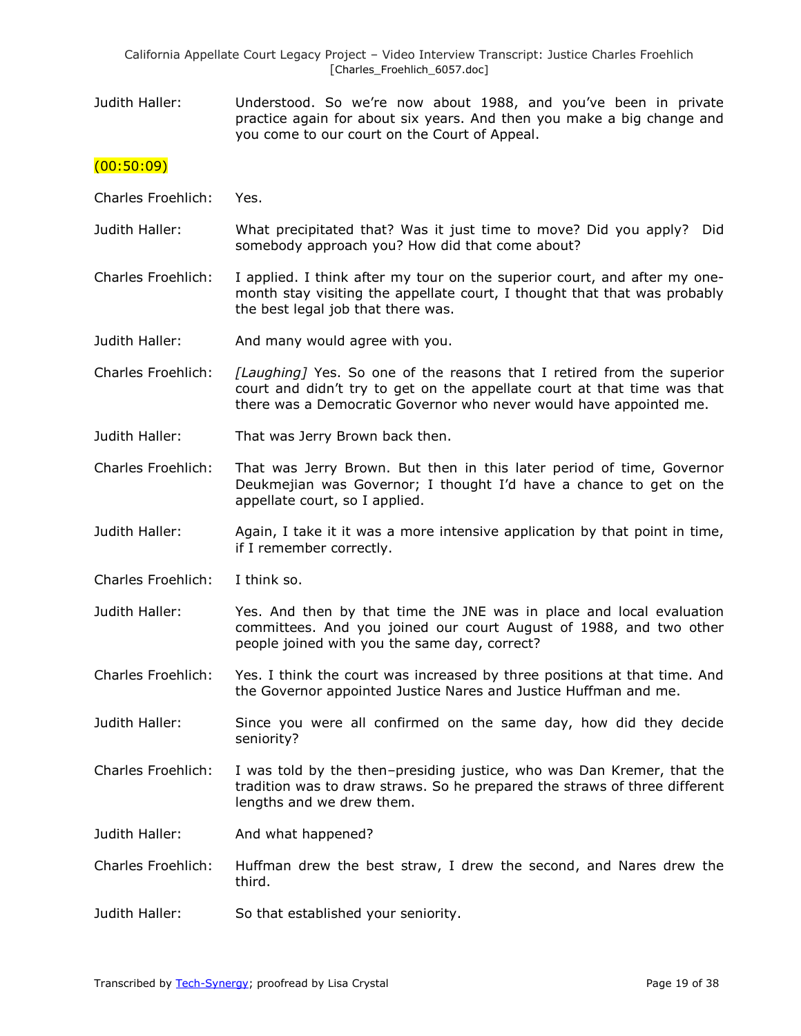Judith Haller: Understood. So we're now about 1988, and you've been in private practice again for about six years. And then you make a big change and you come to our court on the Court of Appeal.

(00:50:09)

Charles Froehlich: Yes.

Judith Haller: What precipitated that? Was it just time to move? Did you apply? Did somebody approach you? How did that come about?

Charles Froehlich: I applied. I think after my tour on the superior court, and after my one-month stay visiting the appellate court, I thought that that was probably the best legal job that there was.

Judith Haller: And many would agree with you.

Charles Froehlich: *[Laughing]* Yes. So one of the reasons that I retired from the superior court and didn't try to get on the appellate court at that time was that there was a Democratic Governor who never would have appointed me.

Judith Haller: That was Jerry Brown back then.

Charles Froehlich: That was Jerry Brown. But then in this later period of time, Governor Deukmejian was Governor; I thought I'd have a chance to get on the appellate court, so I applied.

Judith Haller: Again, I take it it was a more intensive application by that point in time, if I remember correctly.

Charles Froehlich: I think so.

Judith Haller: Yes. And then by that time the JNE was in place and local evaluation committees. And you joined our court August of 1988, and two other people joined with you the same day, correct?

Charles Froehlich: Yes. I think the court was increased by three positions at that time. And the Governor appointed Justice Nares and Justice Huffman and me.

Judith Haller: Since you were all confirmed on the same day, how did they decide seniority?

Charles Froehlich: I was told by the then–presiding justice, who was Dan Kremer, that the tradition was to draw straws. So he prepared the straws of three different lengths and we drew them.

Judith Haller: And what happened?

Charles Froehlich: Huffman drew the best straw, I drew the second, and Nares drew the third.

Judith Haller: So that established your seniority.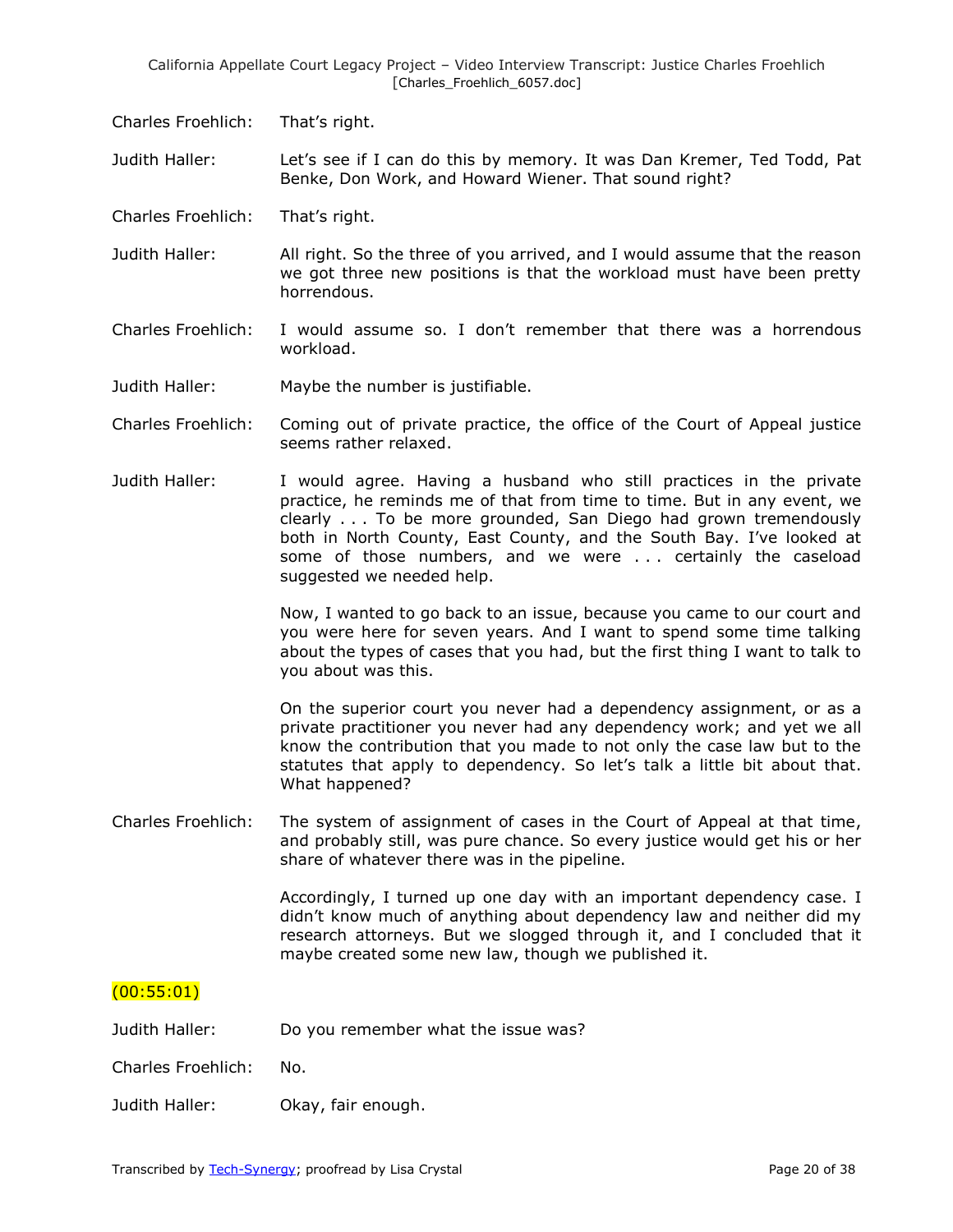Charles Froehlich: That's right.

Judith Haller: Let's see if I can do this by memory. It was Dan Kremer, Ted Todd, Pat Benke, Don Work, and Howard Wiener. That sound right?

Charles Froehlich: That's right.

Judith Haller: All right. So the three of you arrived, and I would assume that the reason we got three new positions is that the workload must have been pretty horrendous.

Charles Froehlich: I would assume so. I don't remember that there was a horrendous workload.

Judith Haller: Maybe the number is justifiable.

Charles Froehlich: Coming out of private practice, the office of the Court of Appeal justice seems rather relaxed.

Judith Haller: I would agree. Having a husband who still practices in the private practice, he reminds me of that from time to time. But in any event, we clearly . . . To be more grounded, San Diego had grown tremendously both in North County, East County, and the South Bay. I've looked at some of those numbers, and we were . . . certainly the caseload suggested we needed help.

Now, I wanted to go back to an issue, because you came to our court and you were here for seven years. And I want to spend some time talking about the types of cases that you had, but the first thing I want to talk to you about was this.

On the superior court you never had a dependency assignment, or as a private practitioner you never had any dependency work; and yet we all know the contribution that you made to not only the case law but to the statutes that apply to dependency. So let's talk a little bit about that. What happened?

Charles Froehlich: The system of assignment of cases in the Court of Appeal at that time, and probably still, was pure chance. So every justice would get his or her share of whatever there was in the pipeline.

Accordingly, I turned up one day with an important dependency case. I didn't know much of anything about dependency law and neither did my research attorneys. But we slogged through it, and I concluded that it maybe created some new law, though we published it.

(00:55:01)

Judith Haller: Do you remember what the issue was?

Charles Froehlich: No.

Judith Haller: Okay, fair enough.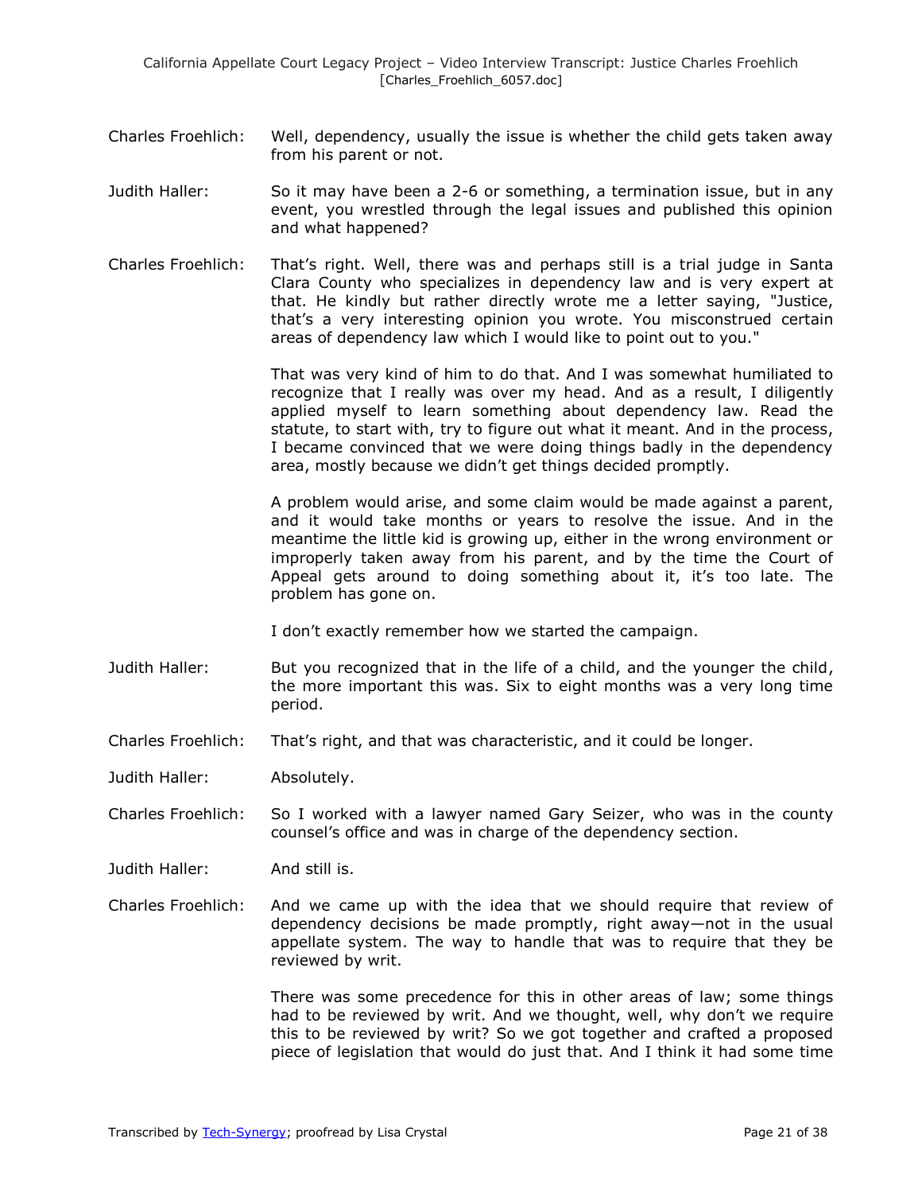Charles Froehlich: Well, dependency, usually the issue is whether the child gets taken away from his parent or not.

Judith Haller: So it may have been a 2-6 or something, a termination issue, but in any event, you wrestled through the legal issues and published this opinion and what happened?

Charles Froehlich: That's right. Well, there was and perhaps still is a trial judge in Santa Clara County who specializes in dependency law and is very expert at that. He kindly but rather directly wrote me a letter saying, "Justice, that's a very interesting opinion you wrote. You misconstrued certain areas of dependency law which I would like to point out to you."

That was very kind of him to do that. And I was somewhat humiliated to recognize that I really was over my head. And as a result, I diligently applied myself to learn something about dependency law. Read the statute, to start with, try to figure out what it meant. And in the process, I became convinced that we were doing things badly in the dependency area, mostly because we didn't get things decided promptly.

A problem would arise, and some claim would be made against a parent, and it would take months or years to resolve the issue. And in the meantime the little kid is growing up, either in the wrong environment or improperly taken away from his parent, and by the time the Court of Appeal gets around to doing something about it, it's too late. The problem has gone on.

I don't exactly remember how we started the campaign.

Judith Haller: But you recognized that in the life of a child, and the younger the child, the more important this was. Six to eight months was a very long time period.

Charles Froehlich: That's right, and that was characteristic, and it could be longer.

Judith Haller: Absolutely.

Charles Froehlich: So I worked with a lawyer named Gary Seizer, who was in the county counsel's office and was in charge of the dependency section.

Judith Haller: And still is.

Charles Froehlich: And we came up with the idea that we should require that review of dependency decisions be made promptly, right away—not in the usual appellate system. The way to handle that was to require that they be reviewed by writ.

There was some precedence for this in other areas of law; some things had to be reviewed by writ. And we thought, well, why don't we require this to be reviewed by writ? So we got together and crafted a proposed piece of legislation that would do just that. And I think it had some time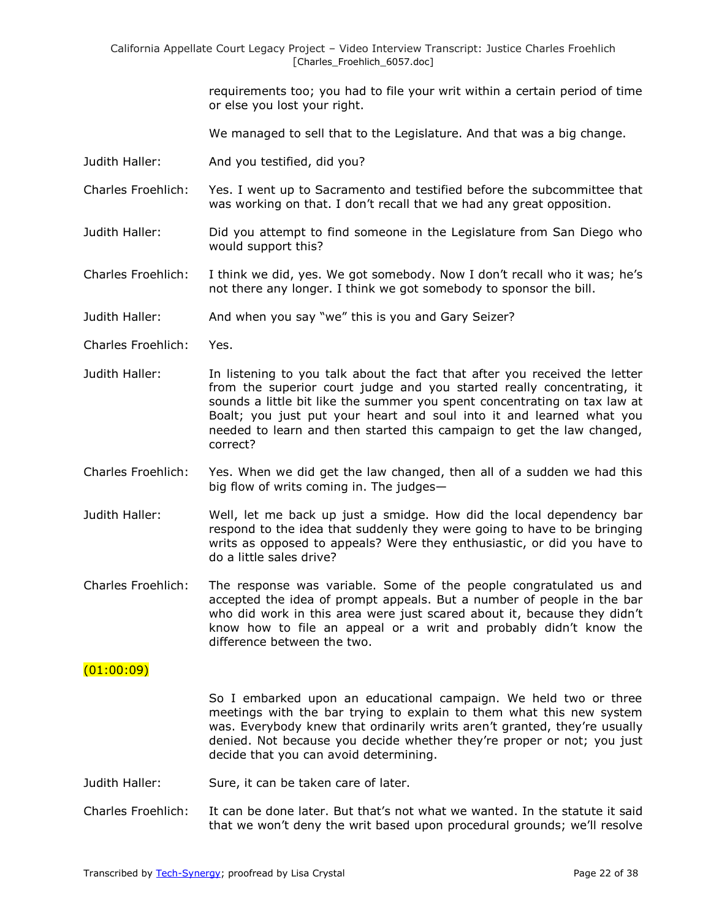requirements too; you had to file your writ within a certain period of time or else you lost your right.

We managed to sell that to the Legislature. And that was a big change.

Judith Haller: And you testified, did you?

Charles Froehlich: Yes. I went up to Sacramento and testified before the subcommittee that was working on that. I don't recall that we had any great opposition.

Judith Haller: Did you attempt to find someone in the Legislature from San Diego who would support this?

Charles Froehlich: I think we did, yes. We got somebody. Now I don't recall who it was; he's not there any longer. I think we got somebody to sponsor the bill.

Judith Haller: And when you say "we" this is you and Gary Seizer?

Charles Froehlich: Yes.

Judith Haller: In listening to you talk about the fact that after you received the letter from the superior court judge and you started really concentrating, it sounds a little bit like the summer you spent concentrating on tax law at Boalt; you just put your heart and soul into it and learned what you needed to learn and then started this campaign to get the law changed, correct?

Charles Froehlich: Yes. When we did get the law changed, then all of a sudden we had this big flow of writs coming in. The judges—

Judith Haller: Well, let me back up just a smidge. How did the local dependency bar respond to the idea that suddenly they were going to have to be bringing writs as opposed to appeals? Were they enthusiastic, or did you have to do a little sales drive?

Charles Froehlich: The response was variable. Some of the people congratulated us and accepted the idea of prompt appeals. But a number of people in the bar who did work in this area were just scared about it, because they didn't know how to file an appeal or a writ and probably didn't know the difference between the two.

(01:00:09)

So I embarked upon an educational campaign. We held two or three meetings with the bar trying to explain to them what this new system was. Everybody knew that ordinarily writs aren't granted, they're usually denied. Not because you decide whether they're proper or not; you just decide that you can avoid determining.

Judith Haller: Sure, it can be taken care of later.

Charles Froehlich: It can be done later. But that's not what we wanted. In the statute it said that we won't deny the writ based upon procedural grounds; we'll resolve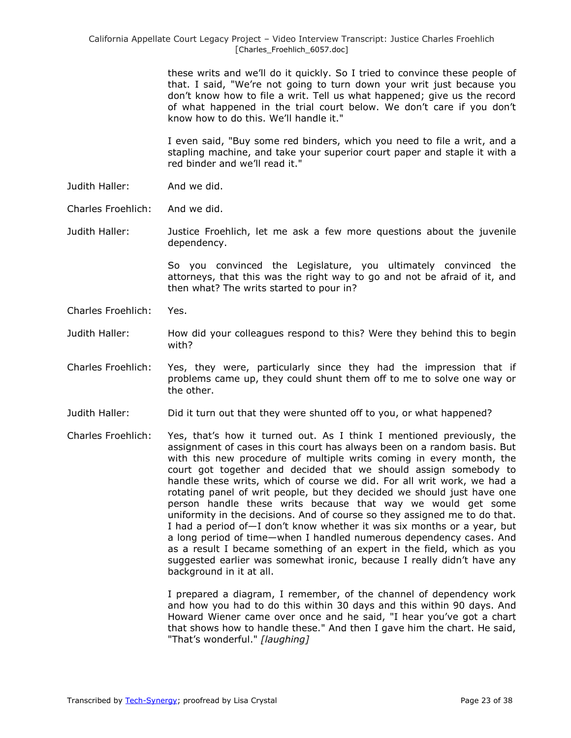these writs and we'll do it quickly. So I tried to convince these people of that. I said, "We're not going to turn down your writ just because you don't know how to file a writ. Tell us what happened; give us the record of what happened in the trial court below. We don't care if you don't know how to do this. We'll handle it."

I even said, "Buy some red binders, which you need to file a writ, and a stapling machine, and take your superior court paper and staple it with a red binder and we'll read it."

Judith Haller: And we did.

Charles Froehlich: And we did.

Judith Haller: Justice Froehlich, let me ask a few more questions about the juvenile dependency.

So you convinced the Legislature, you ultimately convinced the attorneys, that this was the right way to go and not be afraid of it, and then what? The writs started to pour in?

Charles Froehlich: Yes.

Judith Haller: How did your colleagues respond to this? Were they behind this to begin with?

Charles Froehlich: Yes, they were, particularly since they had the impression that if problems came up, they could shunt them off to me to solve one way or the other.

Judith Haller: Did it turn out that they were shunted off to you, or what happened?

Charles Froehlich: Yes, that's how it turned out. As I think I mentioned previously, the assignment of cases in this court has always been on a random basis. But with this new procedure of multiple writs coming in every month, the court got together and decided that we should assign somebody to handle these writs, which of course we did. For all writ work, we had a rotating panel of writ people, but they decided we should just have one person handle these writs because that way we would get some uniformity in the decisions. And of course so they assigned me to do that. I had a period of—I don't know whether it was six months or a year, but a long period of time—when I handled numerous dependency cases. And as a result I became something of an expert in the field, which as you suggested earlier was somewhat ironic, because I really didn't have any background in it at all.

I prepared a diagram, I remember, of the channel of dependency work and how you had to do this within 30 days and this within 90 days. And Howard Wiener came over once and he said, "I hear you've got a chart that shows how to handle these." And then I gave him the chart. He said, "That's wonderful." *[laughing]*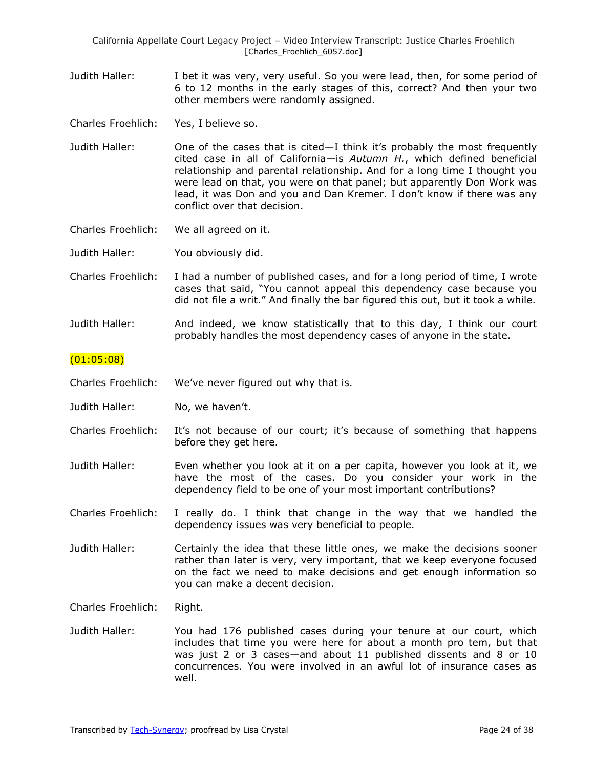Judith Haller: I bet it was very, very useful. So you were lead, then, for some period of 6 to 12 months in the early stages of this, correct? And then your two other members were randomly assigned.

Charles Froehlich: Yes, I believe so.

Judith Haller: One of the cases that is cited—I think it's probably the most frequently cited case in all of California—is *Autumn H.*, which defined beneficial relationship and parental relationship. And for a long time I thought you were lead on that, you were on that panel; but apparently Don Work was lead, it was Don and you and Dan Kremer. I don't know if there was any conflict over that decision.

Charles Froehlich: We all agreed on it.

Judith Haller: You obviously did.

Charles Froehlich: I had a number of published cases, and for a long period of time, I wrote cases that said, "You cannot appeal this dependency case because you did not file a writ." And finally the bar figured this out, but it took a while.

Judith Haller: And indeed, we know statistically that to this day, I think our court probably handles the most dependency cases of anyone in the state.

(01:05:08)

Charles Froehlich: We've never figured out why that is.

Judith Haller: No, we haven't.

Charles Froehlich: It's not because of our court; it's because of something that happens before they get here.

Judith Haller: Even whether you look at it on a per capita, however you look at it, we have the most of the cases. Do you consider your work in the dependency field to be one of your most important contributions?

Charles Froehlich: I really do. I think that change in the way that we handled the dependency issues was very beneficial to people.

Judith Haller: Certainly the idea that these little ones, we make the decisions sooner rather than later is very, very important, that we keep everyone focused on the fact we need to make decisions and get enough information so you can make a decent decision.

Charles Froehlich: Right.

Judith Haller: You had 176 published cases during your tenure at our court, which includes that time you were here for about a month pro tem, but that was just 2 or 3 cases—and about 11 published dissents and 8 or 10 concurrences. You were involved in an awful lot of insurance cases as well.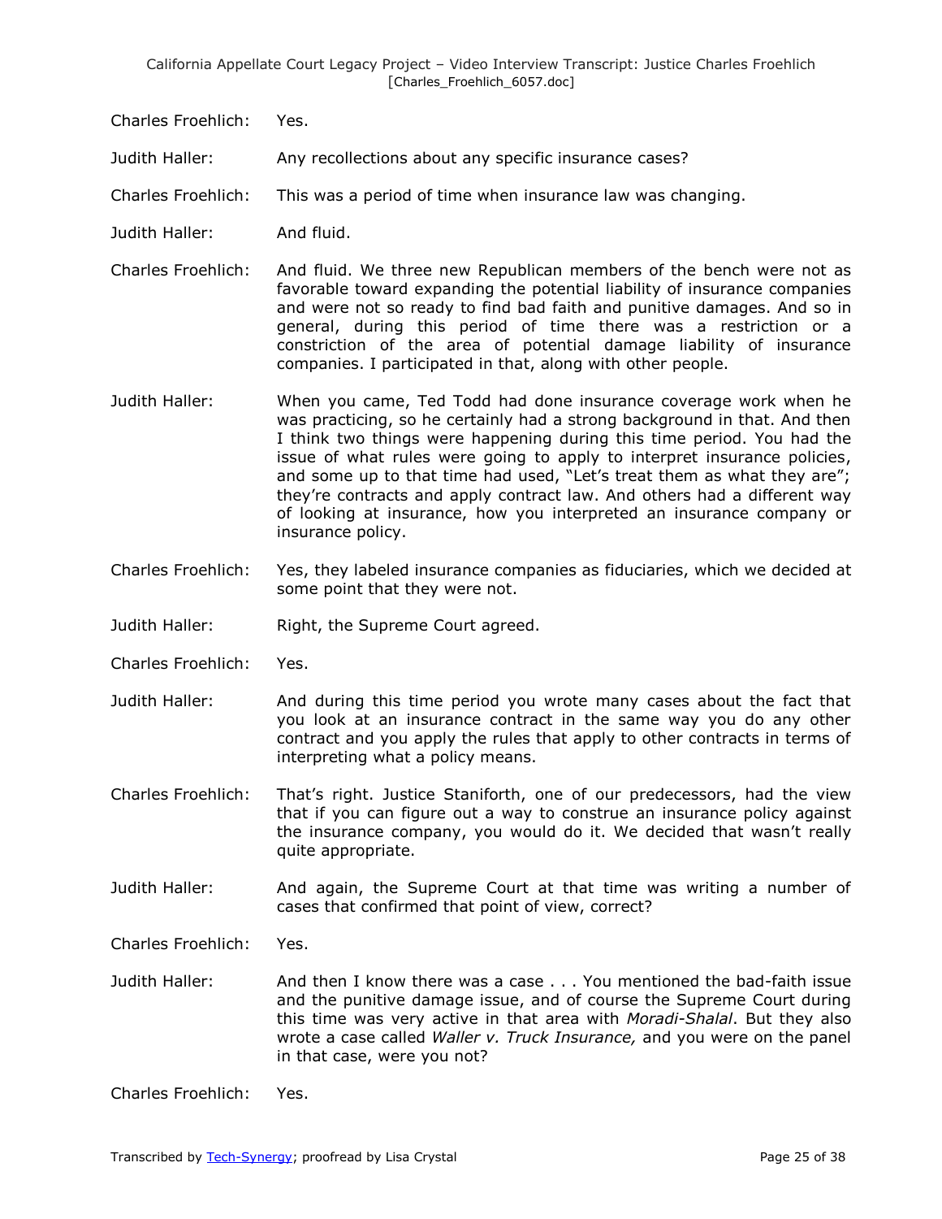Charles Froehlich: Yes.

Judith Haller: Any recollections about any specific insurance cases?

Charles Froehlich: This was a period of time when insurance law was changing.

Judith Haller: And fluid.

Charles Froehlich: And fluid. We three new Republican members of the bench were not as favorable toward expanding the potential liability of insurance companies and were not so ready to find bad faith and punitive damages. And so in general, during this period of time there was a restriction or a constriction of the area of potential damage liability of insurance companies. I participated in that, along with other people.

Judith Haller: When you came, Ted Todd had done insurance coverage work when he was practicing, so he certainly had a strong background in that. And then I think two things were happening during this time period. You had the issue of what rules were going to apply to interpret insurance policies, and some up to that time had used, "Let's treat them as what they are"; they're contracts and apply contract law. And others had a different way of looking at insurance, how you interpreted an insurance company or insurance policy.

Charles Froehlich: Yes, they labeled insurance companies as fiduciaries, which we decided at some point that they were not.

Judith Haller: Right, the Supreme Court agreed.

Charles Froehlich: Yes.

Judith Haller: And during this time period you wrote many cases about the fact that you look at an insurance contract in the same way you do any other contract and you apply the rules that apply to other contracts in terms of interpreting what a policy means.

Charles Froehlich: That's right. Justice Staniforth, one of our predecessors, had the view that if you can figure out a way to construe an insurance policy against the insurance company, you would do it. We decided that wasn't really quite appropriate.

Judith Haller: And again, the Supreme Court at that time was writing a number of cases that confirmed that point of view, correct?

Charles Froehlich: Yes.

Judith Haller: And then I know there was a case . . . You mentioned the bad-faith issue and the punitive damage issue, and of course the Supreme Court during this time was very active in that area with *Moradi-Shalal*. But they also wrote a case called *Waller v. Truck Insurance,* and you were on the panel in that case, were you not?

Charles Froehlich: Yes.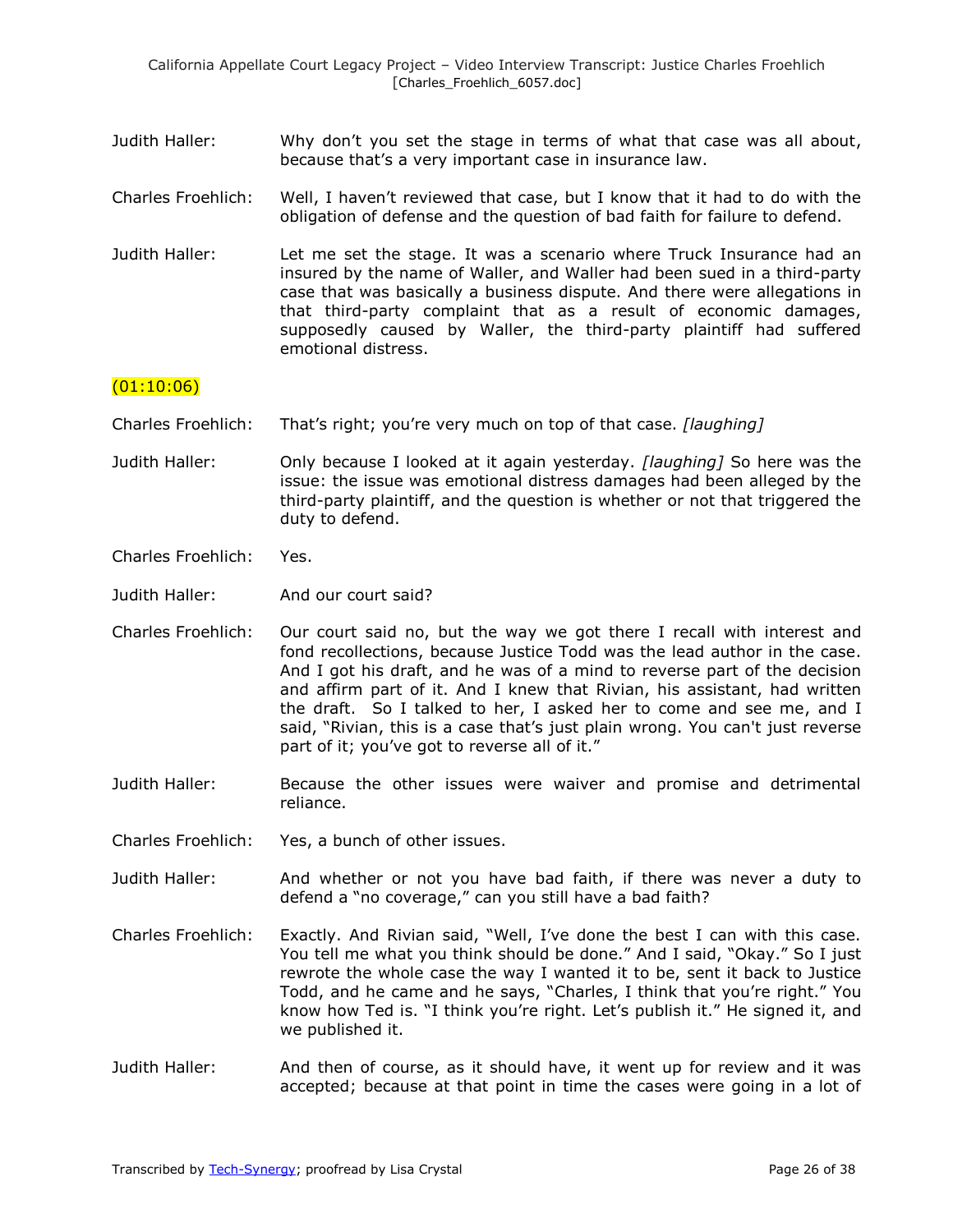Judith Haller: Why don't you set the stage in terms of what that case was all about, because that's a very important case in insurance law.

Charles Froehlich: Well, I haven't reviewed that case, but I know that it had to do with the obligation of defense and the question of bad faith for failure to defend.

Judith Haller: Let me set the stage. It was a scenario where Truck Insurance had an insured by the name of Waller, and Waller had been sued in a third-party case that was basically a business dispute. And there were allegations in that third-party complaint that as a result of economic damages, supposedly caused by Waller, the third-party plaintiff had suffered emotional distress.

(01:10:06)

Charles Froehlich: That's right; you're very much on top of that case. *[laughing]*

Judith Haller: Only because I looked at it again yesterday. *[laughing]* So here was the issue: the issue was emotional distress damages had been alleged by the third-party plaintiff, and the question is whether or not that triggered the duty to defend.

Charles Froehlich: Yes.

Judith Haller: And our court said?

Charles Froehlich: Our court said no, but the way we got there I recall with interest and fond recollections, because Justice Todd was the lead author in the case. And I got his draft, and he was of a mind to reverse part of the decision and affirm part of it. And I knew that Rivian, his assistant, had written the draft. So I talked to her, I asked her to come and see me, and I said, "Rivian, this is a case that's just plain wrong. You can't just reverse part of it; you've got to reverse all of it."

Judith Haller: Because the other issues were waiver and promise and detrimental reliance.

Charles Froehlich: Yes, a bunch of other issues.

Judith Haller: And whether or not you have bad faith, if there was never a duty to defend a "no coverage," can you still have a bad faith?

Charles Froehlich: Exactly. And Rivian said, "Well, I've done the best I can with this case. You tell me what you think should be done." And I said, "Okay." So I just rewrote the whole case the way I wanted it to be, sent it back to Justice Todd, and he came and he says, "Charles, I think that you're right." You know how Ted is. "I think you're right. Let's publish it." He signed it, and we published it.

Judith Haller: And then of course, as it should have, it went up for review and it was accepted; because at that point in time the cases were going in a lot of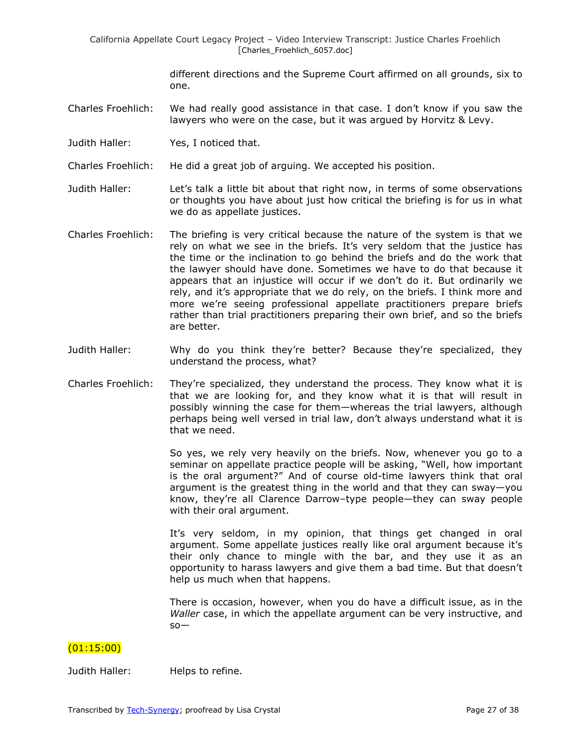different directions and the Supreme Court affirmed on all grounds, six to one.

Charles Froehlich: We had really good assistance in that case. I don't know if you saw the lawyers who were on the case, but it was argued by Horvitz & Levy.

Judith Haller: Yes, I noticed that.

Charles Froehlich: He did a great job of arguing. We accepted his position.

Judith Haller: Let's talk a little bit about that right now, in terms of some observations or thoughts you have about just how critical the briefing is for us in what we do as appellate justices.

Charles Froehlich: The briefing is very critical because the nature of the system is that we rely on what we see in the briefs. It's very seldom that the justice has the time or the inclination to go behind the briefs and do the work that the lawyer should have done. Sometimes we have to do that because it appears that an injustice will occur if we don't do it. But ordinarily we rely, and it's appropriate that we do rely, on the briefs. I think more and more we're seeing professional appellate practitioners prepare briefs rather than trial practitioners preparing their own brief, and so the briefs are better.

Judith Haller: Why do you think they're better? Because they're specialized, they understand the process, what?

Charles Froehlich: They're specialized, they understand the process. They know what it is that we are looking for, and they know what it is that will result in possibly winning the case for them—whereas the trial lawyers, although perhaps being well versed in trial law, don't always understand what it is that we need.

So yes, we rely very heavily on the briefs. Now, whenever you go to a seminar on appellate practice people will be asking, "Well, how important is the oral argument?" And of course old-time lawyers think that oral argument is the greatest thing in the world and that they can sway—you know, they're all Clarence Darrow–type people—they can sway people with their oral argument.

It's very seldom, in my opinion, that things get changed in oral argument. Some appellate justices really like oral argument because it's their only chance to mingle with the bar, and they use it as an opportunity to harass lawyers and give them a bad time. But that doesn't help us much when that happens.

There is occasion, however, when you do have a difficult issue, as in the *Waller* case, in which the appellate argument can be very instructive, and so—

(01:15:00)

Judith Haller: Helps to refine.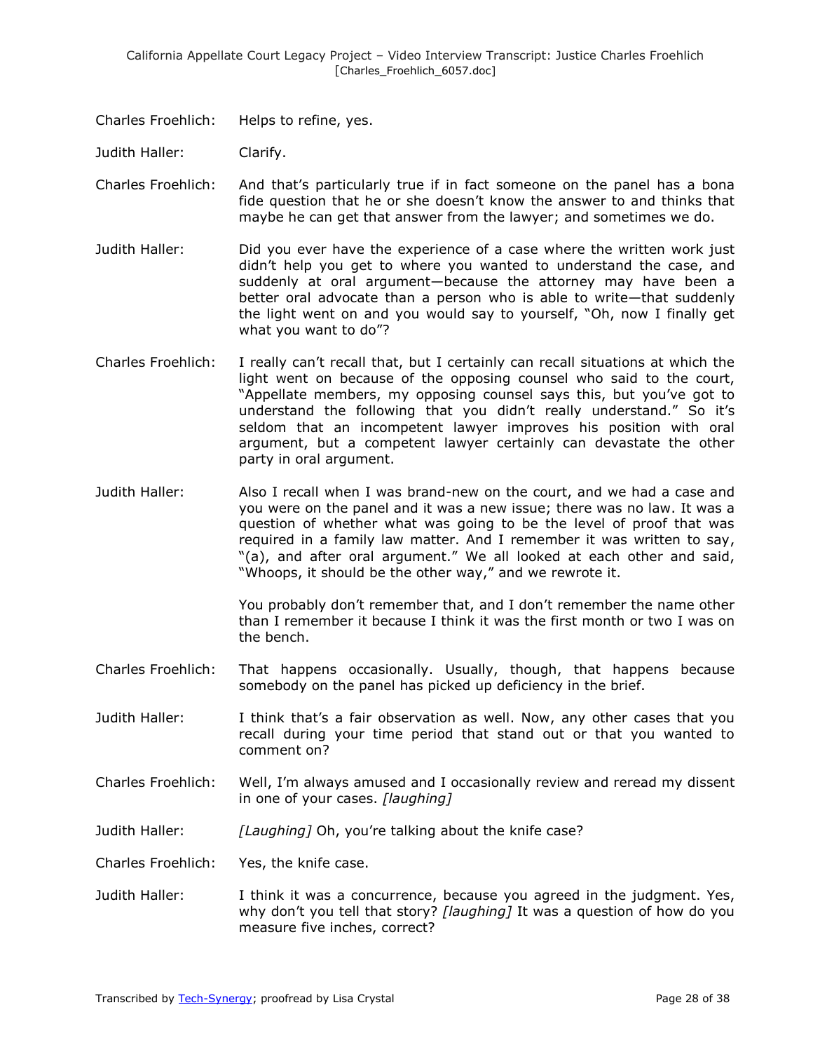Charles Froehlich: Helps to refine, yes.

Judith Haller: Clarify.

Charles Froehlich: And that's particularly true if in fact someone on the panel has a bona fide question that he or she doesn't know the answer to and thinks that maybe he can get that answer from the lawyer; and sometimes we do.

Judith Haller: Did you ever have the experience of a case where the written work just didn't help you get to where you wanted to understand the case, and suddenly at oral argument—because the attorney may have been a better oral advocate than a person who is able to write—that suddenly the light went on and you would say to yourself, "Oh, now I finally get what you want to do"?

Charles Froehlich: I really can't recall that, but I certainly can recall situations at which the light went on because of the opposing counsel who said to the court, "Appellate members, my opposing counsel says this, but you've got to understand the following that you didn't really understand." So it's seldom that an incompetent lawyer improves his position with oral argument, but a competent lawyer certainly can devastate the other party in oral argument.

Judith Haller: Also I recall when I was brand-new on the court, and we had a case and you were on the panel and it was a new issue; there was no law. It was a question of whether what was going to be the level of proof that was required in a family law matter. And I remember it was written to say, "(a), and after oral argument." We all looked at each other and said, "Whoops, it should be the other way," and we rewrote it.

You probably don't remember that, and I don't remember the name other than I remember it because I think it was the first month or two I was on the bench.

Charles Froehlich: That happens occasionally. Usually, though, that happens because somebody on the panel has picked up deficiency in the brief.

Judith Haller: I think that's a fair observation as well. Now, any other cases that you recall during your time period that stand out or that you wanted to comment on?

Charles Froehlich: Well, I'm always amused and I occasionally review and reread my dissent in one of your cases. *[laughing]*

Judith Haller: *[Laughing]* Oh, you're talking about the knife case?

Charles Froehlich: Yes, the knife case.

Judith Haller: I think it was a concurrence, because you agreed in the judgment. Yes, why don't you tell that story? *[laughing]* It was a question of how do you measure five inches, correct?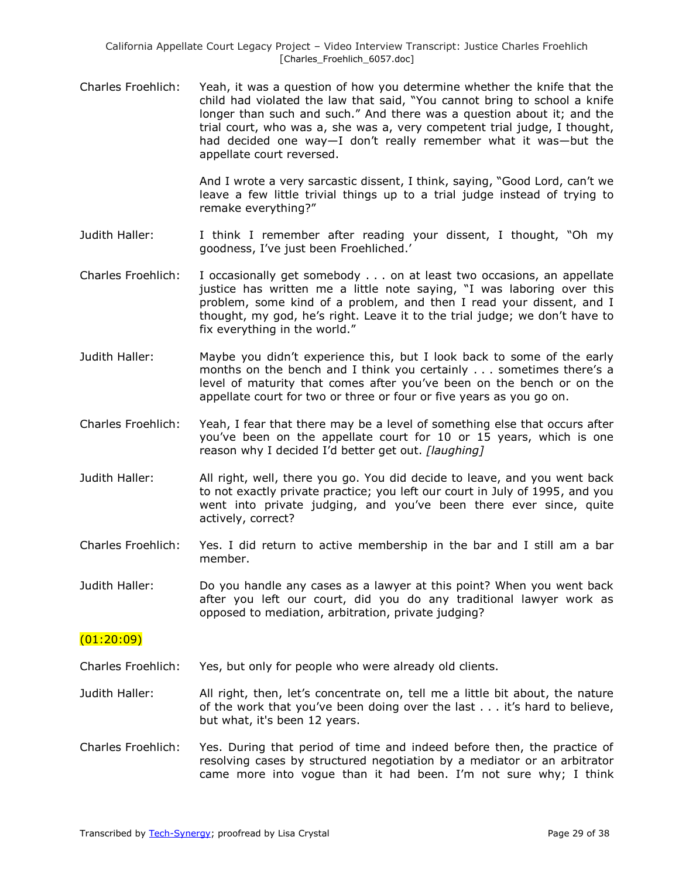Charles Froehlich: Yeah, it was a question of how you determine whether the knife that the child had violated the law that said, "You cannot bring to school a knife longer than such and such." And there was a question about it; and the trial court, who was a, she was a, very competent trial judge, I thought, had decided one way—I don't really remember what it was—but the appellate court reversed.

And I wrote a very sarcastic dissent, I think, saying, "Good Lord, can't we leave a few little trivial things up to a trial judge instead of trying to remake everything?"

Judith Haller: I think I remember after reading your dissent, I thought, "Oh my goodness, I've just been Froehliched.'

Charles Froehlich: I occasionally get somebody . . . on at least two occasions, an appellate justice has written me a little note saying, "I was laboring over this problem, some kind of a problem, and then I read your dissent, and I thought, my god, he's right. Leave it to the trial judge; we don't have to fix everything in the world."

Judith Haller: Maybe you didn't experience this, but I look back to some of the early months on the bench and I think you certainly . . . sometimes there's a level of maturity that comes after you've been on the bench or on the appellate court for two or three or four or five years as you go on.

Charles Froehlich: Yeah, I fear that there may be a level of something else that occurs after you've been on the appellate court for 10 or 15 years, which is one reason why I decided I'd better get out. *[laughing]*

Judith Haller: All right, well, there you go. You did decide to leave, and you went back to not exactly private practice; you left our court in July of 1995, and you went into private judging, and you've been there ever since, quite actively, correct?

Charles Froehlich: Yes. I did return to active membership in the bar and I still am a bar member.

Judith Haller: Do you handle any cases as a lawyer at this point? When you went back after you left our court, did you do any traditional lawyer work as opposed to mediation, arbitration, private judging?

(01:20:09)

Charles Froehlich: Yes, but only for people who were already old clients.

Judith Haller: All right, then, let's concentrate on, tell me a little bit about, the nature of the work that you've been doing over the last . . . it's hard to believe, but what, it's been 12 years.

Charles Froehlich: Yes. During that period of time and indeed before then, the practice of resolving cases by structured negotiation by a mediator or an arbitrator came more into vogue than it had been. I'm not sure why; I think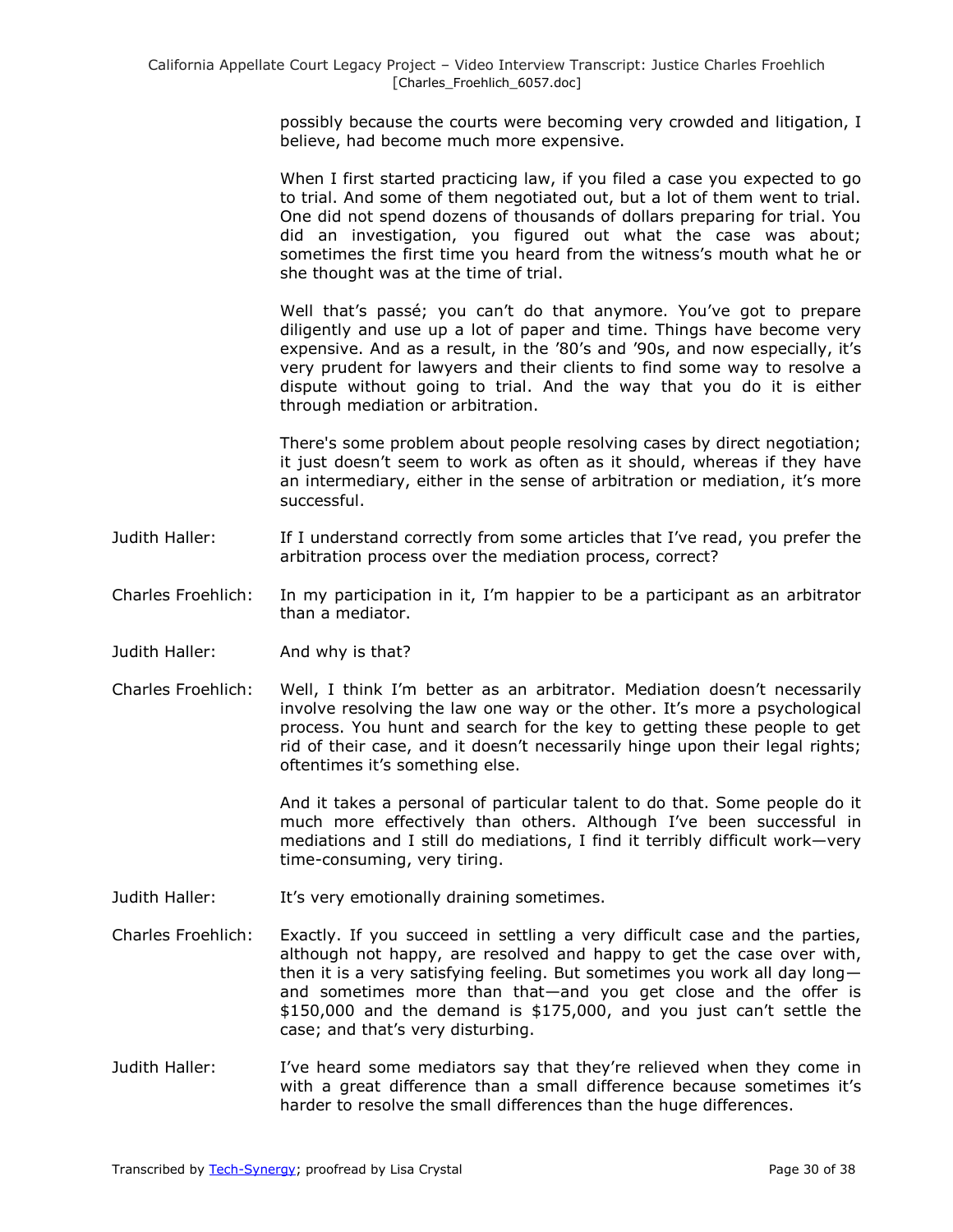possibly because the courts were becoming very crowded and litigation, I believe, had become much more expensive.

When I first started practicing law, if you filed a case you expected to go to trial. And some of them negotiated out, but a lot of them went to trial. One did not spend dozens of thousands of dollars preparing for trial. You did an investigation, you figured out what the case was about; sometimes the first time you heard from the witness's mouth what he or she thought was at the time of trial.

Well that's passé; you can't do that anymore. You've got to prepare diligently and use up a lot of paper and time. Things have become very expensive. And as a result, in the '80's and '90s, and now especially, it's very prudent for lawyers and their clients to find some way to resolve a dispute without going to trial. And the way that you do it is either through mediation or arbitration.

There's some problem about people resolving cases by direct negotiation; it just doesn't seem to work as often as it should, whereas if they have an intermediary, either in the sense of arbitration or mediation, it's more successful.

Judith Haller: If I understand correctly from some articles that I've read, you prefer the arbitration process over the mediation process, correct?

Charles Froehlich: In my participation in it, I'm happier to be a participant as an arbitrator than a mediator.

Judith Haller: And why is that?

Charles Froehlich: Well, I think I'm better as an arbitrator. Mediation doesn't necessarily involve resolving the law one way or the other. It's more a psychological process. You hunt and search for the key to getting these people to get rid of their case, and it doesn't necessarily hinge upon their legal rights; oftentimes it's something else.

And it takes a personal of particular talent to do that. Some people do it much more effectively than others. Although I've been successful in mediations and I still do mediations, I find it terribly difficult work—very time-consuming, very tiring.

Judith Haller: It's very emotionally draining sometimes.

Charles Froehlich: Exactly. If you succeed in settling a very difficult case and the parties, although not happy, are resolved and happy to get the case over with, then it is a very satisfying feeling. But sometimes you work all day long—and sometimes more than that—and you get close and the offer is $150,000 and the demand is $175,000, and you just can't settle the case; and that's very disturbing.

Judith Haller: I've heard some mediators say that they're relieved when they come in with a great difference than a small difference because sometimes it's harder to resolve the small differences than the huge differences.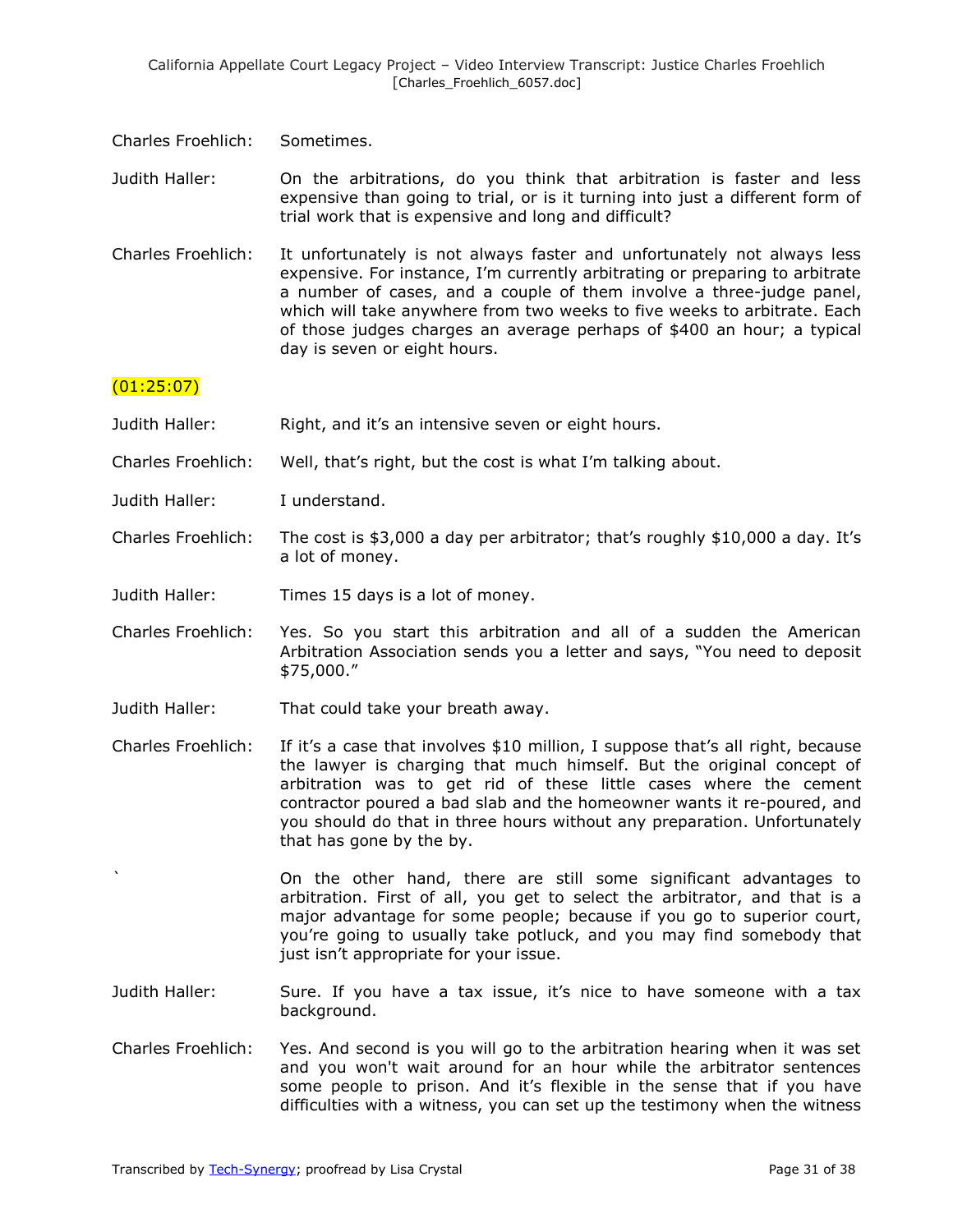Charles Froehlich: Sometimes.

Judith Haller: On the arbitrations, do you think that arbitration is faster and less expensive than going to trial, or is it turning into just a different form of trial work that is expensive and long and difficult?

Charles Froehlich: It unfortunately is not always faster and unfortunately not always less expensive. For instance, I'm currently arbitrating or preparing to arbitrate a number of cases, and a couple of them involve a three-judge panel, which will take anywhere from two weeks to five weeks to arbitrate. Each of those judges charges an average perhaps of $400 an hour; a typical day is seven or eight hours.

(01:25:07)

Judith Haller: Right, and it's an intensive seven or eight hours.

Charles Froehlich: Well, that's right, but the cost is what I'm talking about.

Judith Haller: I understand.

Charles Froehlich: The cost is $3,000 a day per arbitrator; that's roughly $10,000 a day. It's a lot of money.

Judith Haller: Times 15 days is a lot of money.

Charles Froehlich: Yes. So you start this arbitration and all of a sudden the American Arbitration Association sends you a letter and says, "You need to deposit $75,000."

Judith Haller: That could take your breath away.

Charles Froehlich: If it's a case that involves $10 million, I suppose that's all right, because the lawyer is charging that much himself. But the original concept of arbitration was to get rid of these little cases where the cement contractor poured a bad slab and the homeowner wants it re-poured, and you should do that in three hours without any preparation. Unfortunately that has gone by the by.

` On the other hand, there are still some significant advantages to arbitration. First of all, you get to select the arbitrator, and that is a major advantage for some people; because if you go to superior court, you're going to usually take potluck, and you may find somebody that just isn't appropriate for your issue.

Judith Haller: Sure. If you have a tax issue, it's nice to have someone with a tax background.

Charles Froehlich: Yes. And second is you will go to the arbitration hearing when it was set and you won't wait around for an hour while the arbitrator sentences some people to prison. And it's flexible in the sense that if you have difficulties with a witness, you can set up the testimony when the witness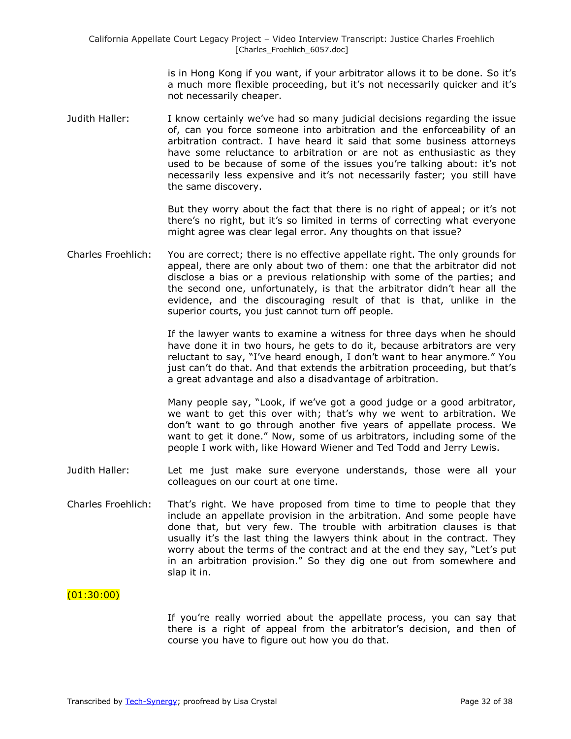is in Hong Kong if you want, if your arbitrator allows it to be done. So it's a much more flexible proceeding, but it's not necessarily quicker and it's not necessarily cheaper.

Judith Haller: I know certainly we've had so many judicial decisions regarding the issue of, can you force someone into arbitration and the enforceability of an arbitration contract. I have heard it said that some business attorneys have some reluctance to arbitration or are not as enthusiastic as they used to be because of some of the issues you're talking about: it's not necessarily less expensive and it's not necessarily faster; you still have the same discovery.

But they worry about the fact that there is no right of appeal; or it's not there's no right, but it's so limited in terms of correcting what everyone might agree was clear legal error. Any thoughts on that issue?

Charles Froehlich: You are correct; there is no effective appellate right. The only grounds for appeal, there are only about two of them: one that the arbitrator did not disclose a bias or a previous relationship with some of the parties; and the second one, unfortunately, is that the arbitrator didn't hear all the evidence, and the discouraging result of that is that, unlike in the superior courts, you just cannot turn off people.

If the lawyer wants to examine a witness for three days when he should have done it in two hours, he gets to do it, because arbitrators are very reluctant to say, "I've heard enough, I don't want to hear anymore." You just can't do that. And that extends the arbitration proceeding, but that's a great advantage and also a disadvantage of arbitration.

Many people say, "Look, if we've got a good judge or a good arbitrator, we want to get this over with; that's why we went to arbitration. We don't want to go through another five years of appellate process. We want to get it done." Now, some of us arbitrators, including some of the people I work with, like Howard Wiener and Ted Todd and Jerry Lewis.

Judith Haller: Let me just make sure everyone understands, those were all your colleagues on our court at one time.

Charles Froehlich: That's right. We have proposed from time to time to people that they include an appellate provision in the arbitration. And some people have done that, but very few. The trouble with arbitration clauses is that usually it's the last thing the lawyers think about in the contract. They worry about the terms of the contract and at the end they say, "Let's put in an arbitration provision." So they dig one out from somewhere and slap it in.

(01:30:00)

If you're really worried about the appellate process, you can say that there is a right of appeal from the arbitrator's decision, and then of course you have to figure out how you do that.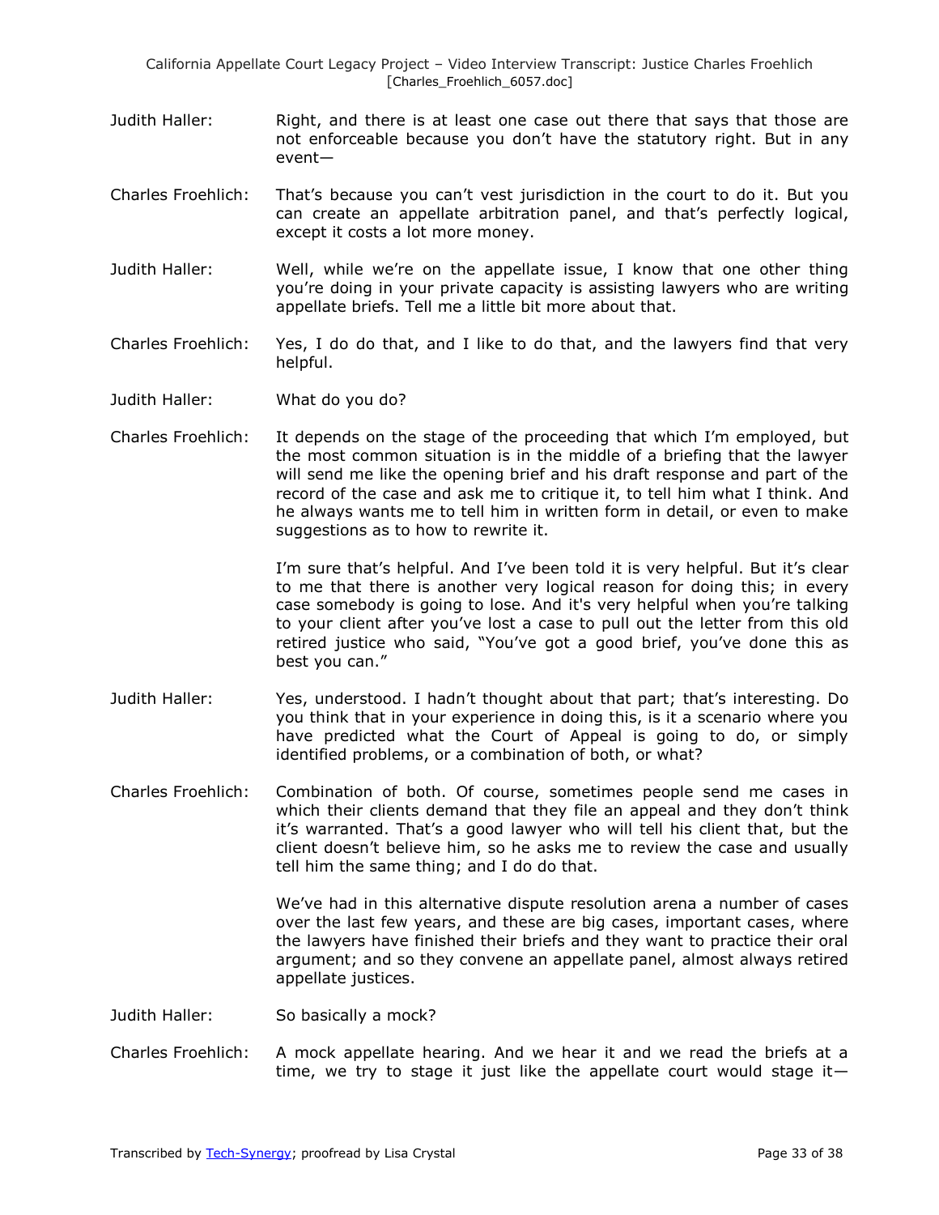Judith Haller: Right, and there is at least one case out there that says that those are not enforceable because you don't have the statutory right. But in any event—

Charles Froehlich: That's because you can't vest jurisdiction in the court to do it. But you can create an appellate arbitration panel, and that's perfectly logical, except it costs a lot more money.

Judith Haller: Well, while we're on the appellate issue, I know that one other thing you're doing in your private capacity is assisting lawyers who are writing appellate briefs. Tell me a little bit more about that.

Charles Froehlich: Yes, I do do that, and I like to do that, and the lawyers find that very helpful.

Judith Haller: What do you do?

Charles Froehlich: It depends on the stage of the proceeding that which I'm employed, but the most common situation is in the middle of a briefing that the lawyer will send me like the opening brief and his draft response and part of the record of the case and ask me to critique it, to tell him what I think. And he always wants me to tell him in written form in detail, or even to make suggestions as to how to rewrite it.

I'm sure that's helpful. And I've been told it is very helpful. But it's clear to me that there is another very logical reason for doing this; in every case somebody is going to lose. And it's very helpful when you're talking to your client after you've lost a case to pull out the letter from this old retired justice who said, "You've got a good brief, you've done this as best you can."

Judith Haller: Yes, understood. I hadn't thought about that part; that's interesting. Do you think that in your experience in doing this, is it a scenario where you have predicted what the Court of Appeal is going to do, or simply identified problems, or a combination of both, or what?

Charles Froehlich: Combination of both. Of course, sometimes people send me cases in which their clients demand that they file an appeal and they don't think it's warranted. That's a good lawyer who will tell his client that, but the client doesn't believe him, so he asks me to review the case and usually tell him the same thing; and I do do that.

We've had in this alternative dispute resolution arena a number of cases over the last few years, and these are big cases, important cases, where the lawyers have finished their briefs and they want to practice their oral argument; and so they convene an appellate panel, almost always retired appellate justices.

Judith Haller: So basically a mock?

Charles Froehlich: A mock appellate hearing. And we hear it and we read the briefs at a time, we try to stage it just like the appellate court would stage it—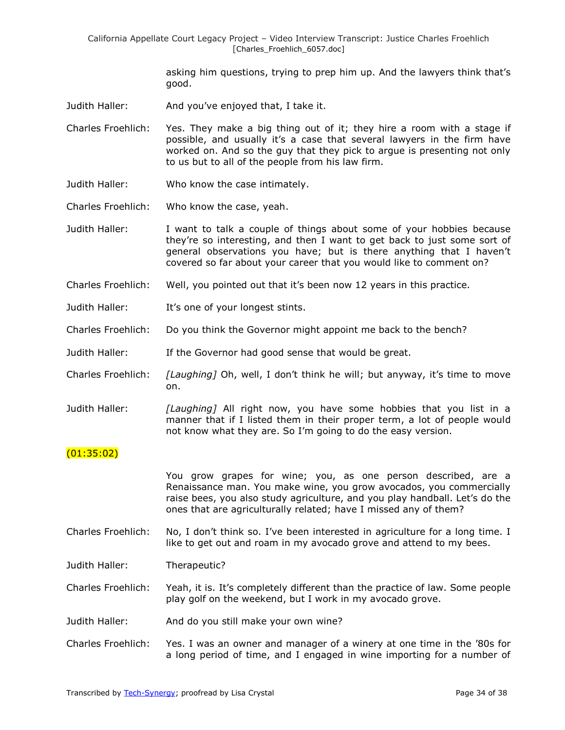asking him questions, trying to prep him up. And the lawyers think that's good.

Judith Haller: And you've enjoyed that, I take it.

Charles Froehlich: Yes. They make a big thing out of it; they hire a room with a stage if possible, and usually it's a case that several lawyers in the firm have worked on. And so the guy that they pick to argue is presenting not only to us but to all of the people from his law firm.

Judith Haller: Who know the case intimately.

Charles Froehlich: Who know the case, yeah.

Judith Haller: I want to talk a couple of things about some of your hobbies because they're so interesting, and then I want to get back to just some sort of general observations you have; but is there anything that I haven't covered so far about your career that you would like to comment on?

Charles Froehlich: Well, you pointed out that it's been now 12 years in this practice.

Judith Haller: It's one of your longest stints.

Charles Froehlich: Do you think the Governor might appoint me back to the bench?

Judith Haller: If the Governor had good sense that would be great.

Charles Froehlich: *[Laughing]* Oh, well, I don't think he will; but anyway, it's time to move on.

Judith Haller: *[Laughing]* All right now, you have some hobbies that you list in a manner that if I listed them in their proper term, a lot of people would not know what they are. So I'm going to do the easy version.

(01:35:02)

You grow grapes for wine; you, as one person described, are a Renaissance man. You make wine, you grow avocados, you commercially raise bees, you also study agriculture, and you play handball. Let's do the ones that are agriculturally related; have I missed any of them?

Charles Froehlich: No, I don't think so. I've been interested in agriculture for a long time. I like to get out and roam in my avocado grove and attend to my bees.

Judith Haller: Therapeutic?

Charles Froehlich: Yeah, it is. It's completely different than the practice of law. Some people play golf on the weekend, but I work in my avocado grove.

Judith Haller: And do you still make your own wine?

Charles Froehlich: Yes. I was an owner and manager of a winery at one time in the '80s for a long period of time, and I engaged in wine importing for a number of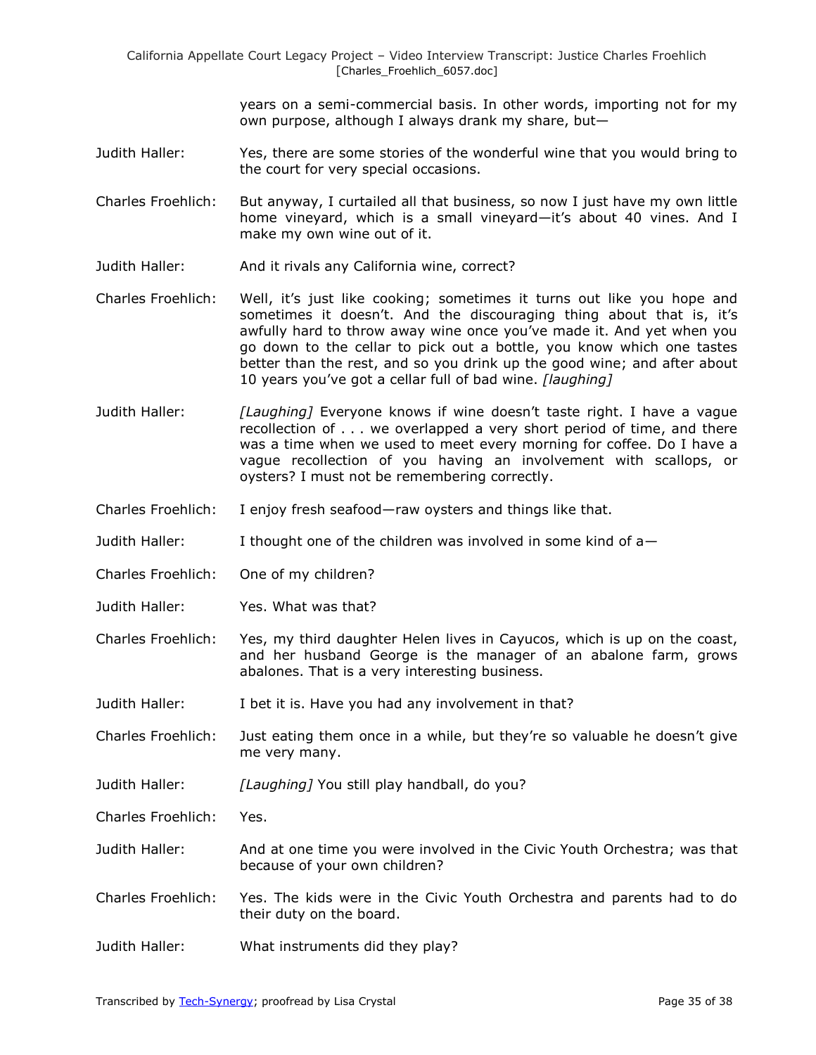years on a semi-commercial basis. In other words, importing not for my own purpose, although I always drank my share, but—

Judith Haller: Yes, there are some stories of the wonderful wine that you would bring to the court for very special occasions.

Charles Froehlich: But anyway, I curtailed all that business, so now I just have my own little home vineyard, which is a small vineyard—it's about 40 vines. And I make my own wine out of it.

Judith Haller: And it rivals any California wine, correct?

Charles Froehlich: Well, it's just like cooking; sometimes it turns out like you hope and sometimes it doesn't. And the discouraging thing about that is, it's awfully hard to throw away wine once you've made it. And yet when you go down to the cellar to pick out a bottle, you know which one tastes better than the rest, and so you drink up the good wine; and after about 10 years you've got a cellar full of bad wine. *[laughing]*

Judith Haller: *[Laughing]* Everyone knows if wine doesn't taste right. I have a vague recollection of . . . we overlapped a very short period of time, and there was a time when we used to meet every morning for coffee. Do I have a vague recollection of you having an involvement with scallops, or oysters? I must not be remembering correctly.

Charles Froehlich: I enjoy fresh seafood—raw oysters and things like that.

Judith Haller: I thought one of the children was involved in some kind of a—

Charles Froehlich: One of my children?

Judith Haller: Yes. What was that?

Charles Froehlich: Yes, my third daughter Helen lives in Cayucos, which is up on the coast, and her husband George is the manager of an abalone farm, grows abalones. That is a very interesting business.

Judith Haller: I bet it is. Have you had any involvement in that?

Charles Froehlich: Just eating them once in a while, but they're so valuable he doesn't give me very many.

Judith Haller: *[Laughing]* You still play handball, do you?

Charles Froehlich: Yes.

Judith Haller: And at one time you were involved in the Civic Youth Orchestra; was that because of your own children?

Charles Froehlich: Yes. The kids were in the Civic Youth Orchestra and parents had to do their duty on the board.

Judith Haller: What instruments did they play?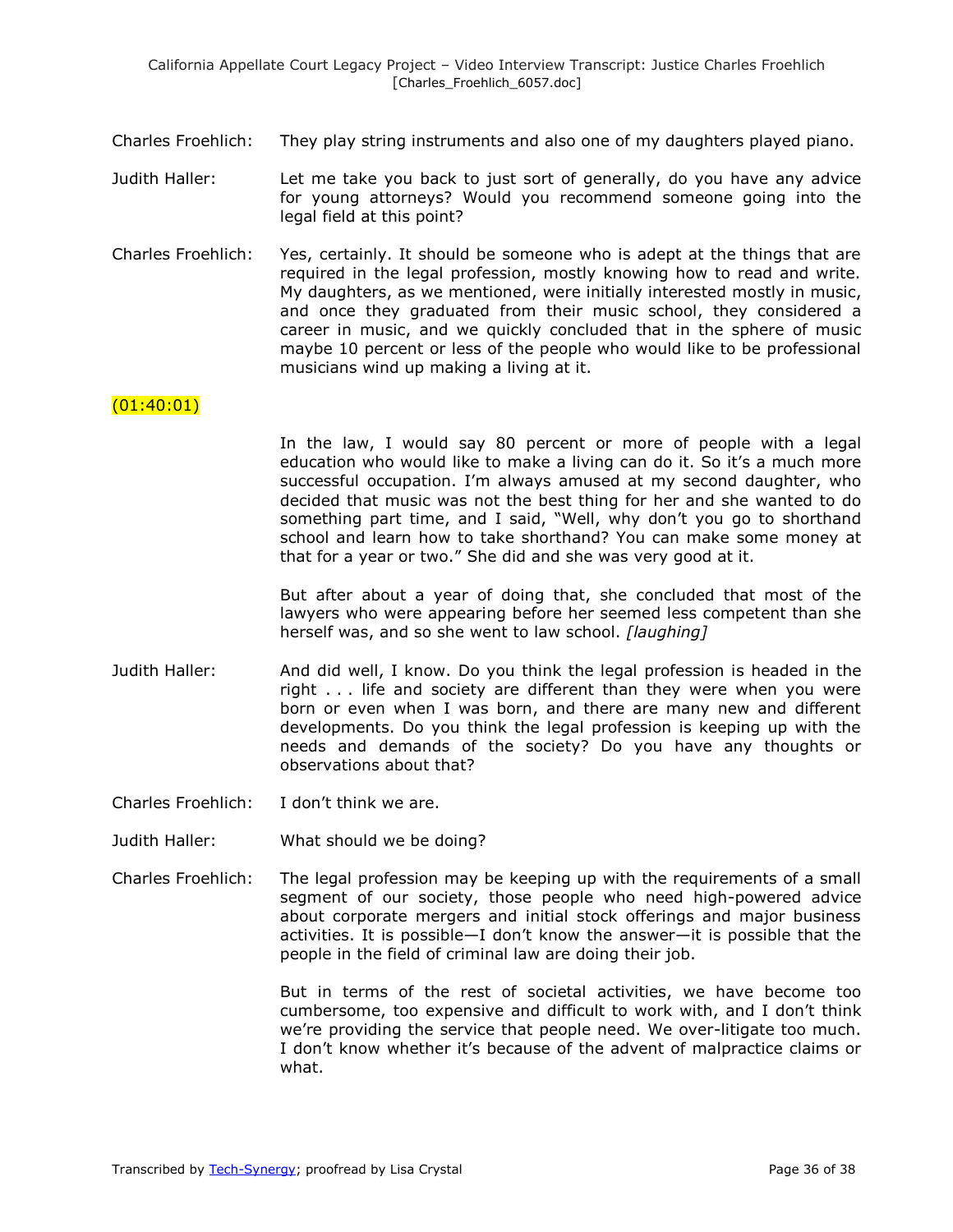Charles Froehlich: They play string instruments and also one of my daughters played piano.

Judith Haller: Let me take you back to just sort of generally, do you have any advice for young attorneys? Would you recommend someone going into the legal field at this point?

Charles Froehlich: Yes, certainly. It should be someone who is adept at the things that are required in the legal profession, mostly knowing how to read and write. My daughters, as we mentioned, were initially interested mostly in music, and once they graduated from their music school, they considered a career in music, and we quickly concluded that in the sphere of music maybe 10 percent or less of the people who would like to be professional musicians wind up making a living at it.

(01:40:01)

In the law, I would say 80 percent or more of people with a legal education who would like to make a living can do it. So it's a much more successful occupation. I'm always amused at my second daughter, who decided that music was not the best thing for her and she wanted to do something part time, and I said, "Well, why don't you go to shorthand school and learn how to take shorthand? You can make some money at that for a year or two." She did and she was very good at it.

But after about a year of doing that, she concluded that most of the lawyers who were appearing before her seemed less competent than she herself was, and so she went to law school. *[laughing]*

Judith Haller: And did well, I know. Do you think the legal profession is headed in the right . . . life and society are different than they were when you were born or even when I was born, and there are many new and different developments. Do you think the legal profession is keeping up with the needs and demands of the society? Do you have any thoughts or observations about that?

Charles Froehlich: I don't think we are.

Judith Haller: What should we be doing?

Charles Froehlich: The legal profession may be keeping up with the requirements of a small segment of our society, those people who need high-powered advice about corporate mergers and initial stock offerings and major business activities. It is possible—I don't know the answer—it is possible that the people in the field of criminal law are doing their job.

But in terms of the rest of societal activities, we have become too cumbersome, too expensive and difficult to work with, and I don't think we're providing the service that people need. We over-litigate too much. I don't know whether it's because of the advent of malpractice claims or what.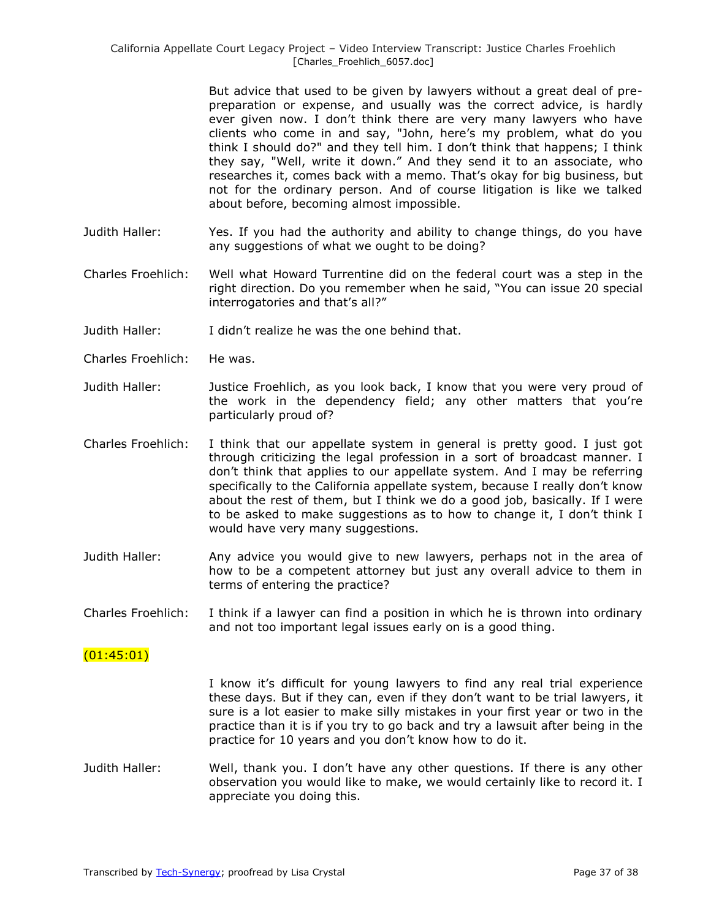But advice that used to be given by lawyers without a great deal of pre-preparation or expense, and usually was the correct advice, is hardly ever given now. I don't think there are very many lawyers who have clients who come in and say, "John, here's my problem, what do you think I should do?" and they tell him. I don't think that happens; I think they say, "Well, write it down." And they send it to an associate, who researches it, comes back with a memo. That's okay for big business, but not for the ordinary person. And of course litigation is like we talked about before, becoming almost impossible.

Judith Haller: Yes. If you had the authority and ability to change things, do you have any suggestions of what we ought to be doing?

Charles Froehlich: Well what Howard Turrentine did on the federal court was a step in the right direction. Do you remember when he said, "You can issue 20 special interrogatories and that's all?"

Judith Haller: I didn't realize he was the one behind that.

Charles Froehlich: He was.

Judith Haller: Justice Froehlich, as you look back, I know that you were very proud of the work in the dependency field; any other matters that you're particularly proud of?

Charles Froehlich: I think that our appellate system in general is pretty good. I just got through criticizing the legal profession in a sort of broadcast manner. I don't think that applies to our appellate system. And I may be referring specifically to the California appellate system, because I really don't know about the rest of them, but I think we do a good job, basically. If I were to be asked to make suggestions as to how to change it, I don't think I would have very many suggestions.

Judith Haller: Any advice you would give to new lawyers, perhaps not in the area of how to be a competent attorney but just any overall advice to them in terms of entering the practice?

Charles Froehlich: I think if a lawyer can find a position in which he is thrown into ordinary and not too important legal issues early on is a good thing.

(01:45:01)

I know it's difficult for young lawyers to find any real trial experience these days. But if they can, even if they don't want to be trial lawyers, it sure is a lot easier to make silly mistakes in your first year or two in the practice than it is if you try to go back and try a lawsuit after being in the practice for 10 years and you don't know how to do it.

Judith Haller: Well, thank you. I don't have any other questions. If there is any other observation you would like to make, we would certainly like to record it. I appreciate you doing this.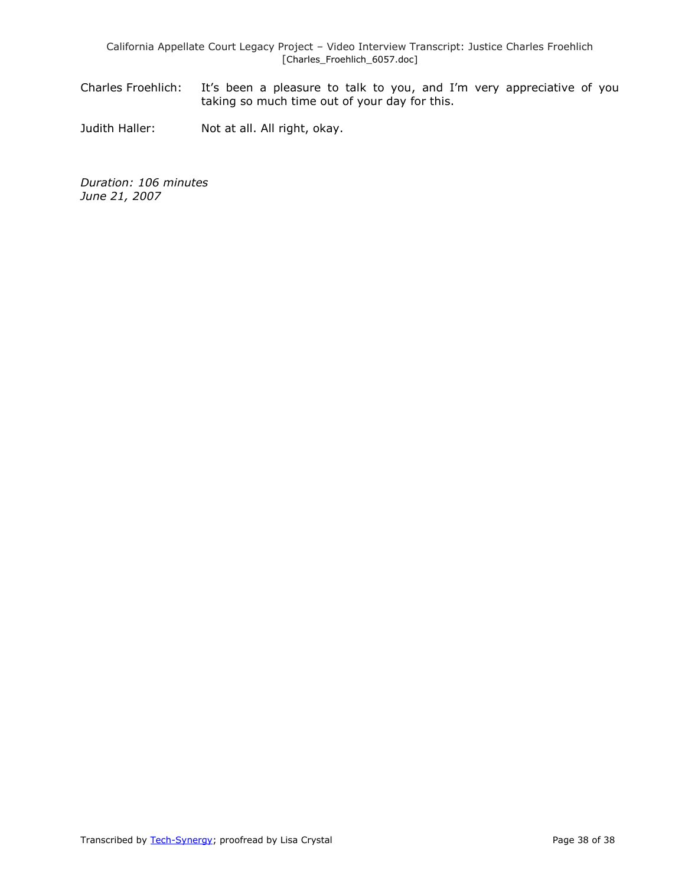Charles Froehlich: It's been a pleasure to talk to you, and I'm very appreciative of you taking so much time out of your day for this.

Judith Haller: Not at all. All right, okay.

*Duration: 106 minutes*
*June 21, 2007*